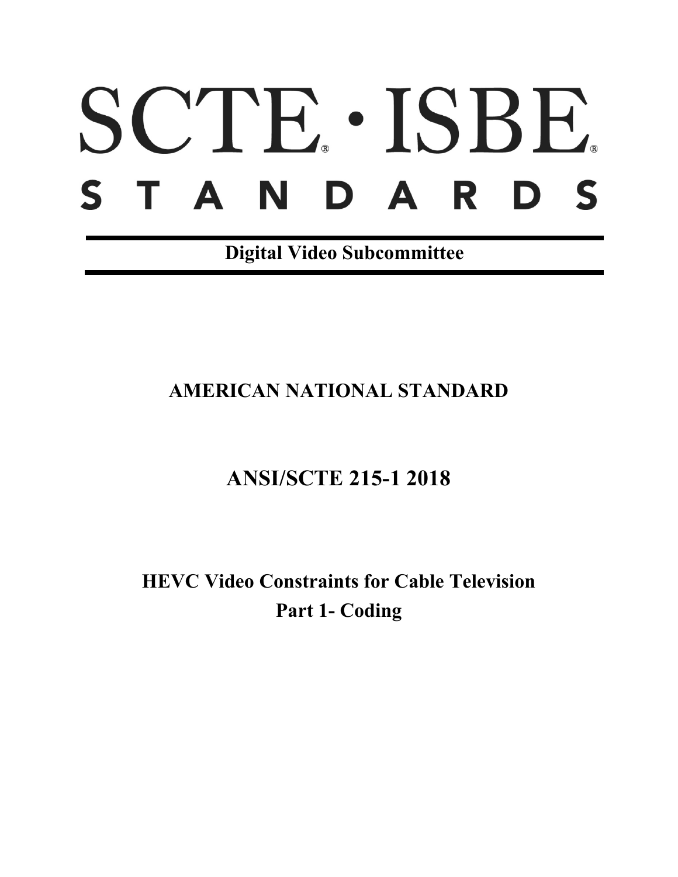# SCTE® · ISBE®

# STANDARDS

**Digital Video Subcommittee**

## AMERICAN NATIONAL STANDARD

## ANSI/SCTE 215-1 2018

## HEVC Video Constraints for Cable Television
## Part 1- Coding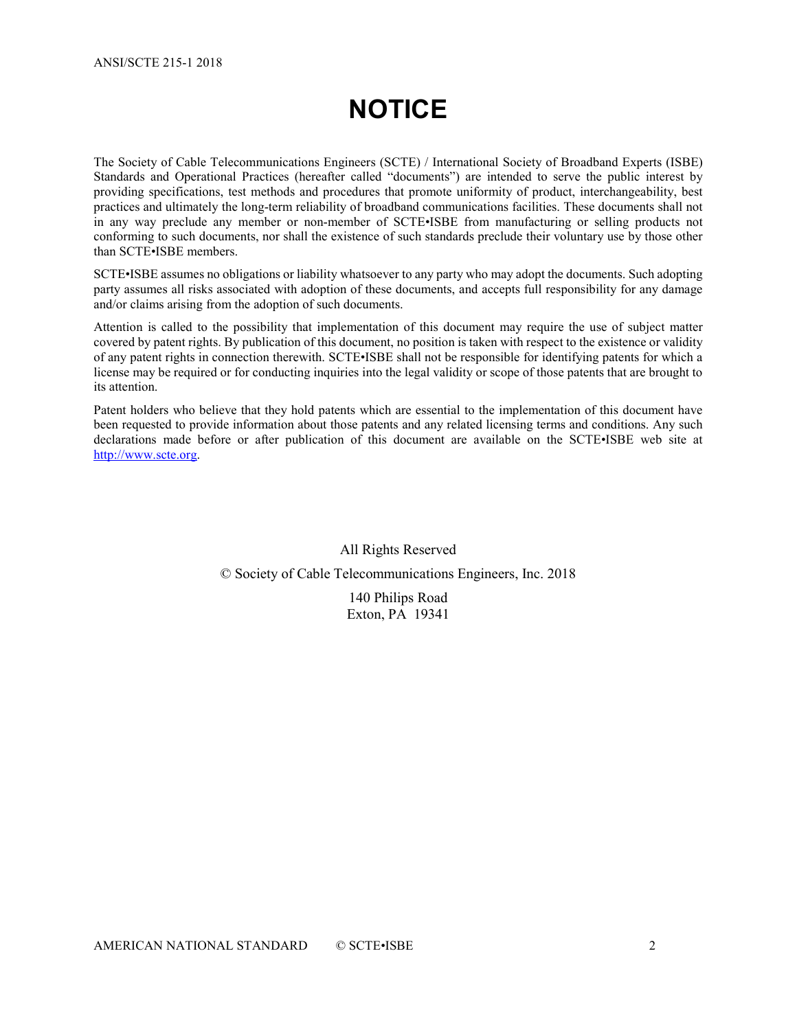# NOTICE

The Society of Cable Telecommunications Engineers (SCTE) / International Society of Broadband Experts (ISBE) Standards and Operational Practices (hereafter called "documents") are intended to serve the public interest by providing specifications, test methods and procedures that promote uniformity of product, interchangeability, best practices and ultimately the long-term reliability of broadband communications facilities. These documents shall not in any way preclude any member or non-member of SCTE•ISBE from manufacturing or selling products not conforming to such documents, nor shall the existence of such standards preclude their voluntary use by those other than SCTE•ISBE members.

SCTE•ISBE assumes no obligations or liability whatsoever to any party who may adopt the documents. Such adopting party assumes all risks associated with adoption of these documents, and accepts full responsibility for any damage and/or claims arising from the adoption of such documents.

Attention is called to the possibility that implementation of this document may require the use of subject matter covered by patent rights. By publication of this document, no position is taken with respect to the existence or validity of any patent rights in connection therewith. SCTE•ISBE shall not be responsible for identifying patents for which a license may be required or for conducting inquiries into the legal validity or scope of those patents that are brought to its attention.

Patent holders who believe that they hold patents which are essential to the implementation of this document have been requested to provide information about those patents and any related licensing terms and conditions. Any such declarations made before or after publication of this document are available on the SCTE•ISBE web site at http://www.scte.org.

All Rights Reserved

© Society of Cable Telecommunications Engineers, Inc. 2018

140 Philips Road
Exton, PA 19341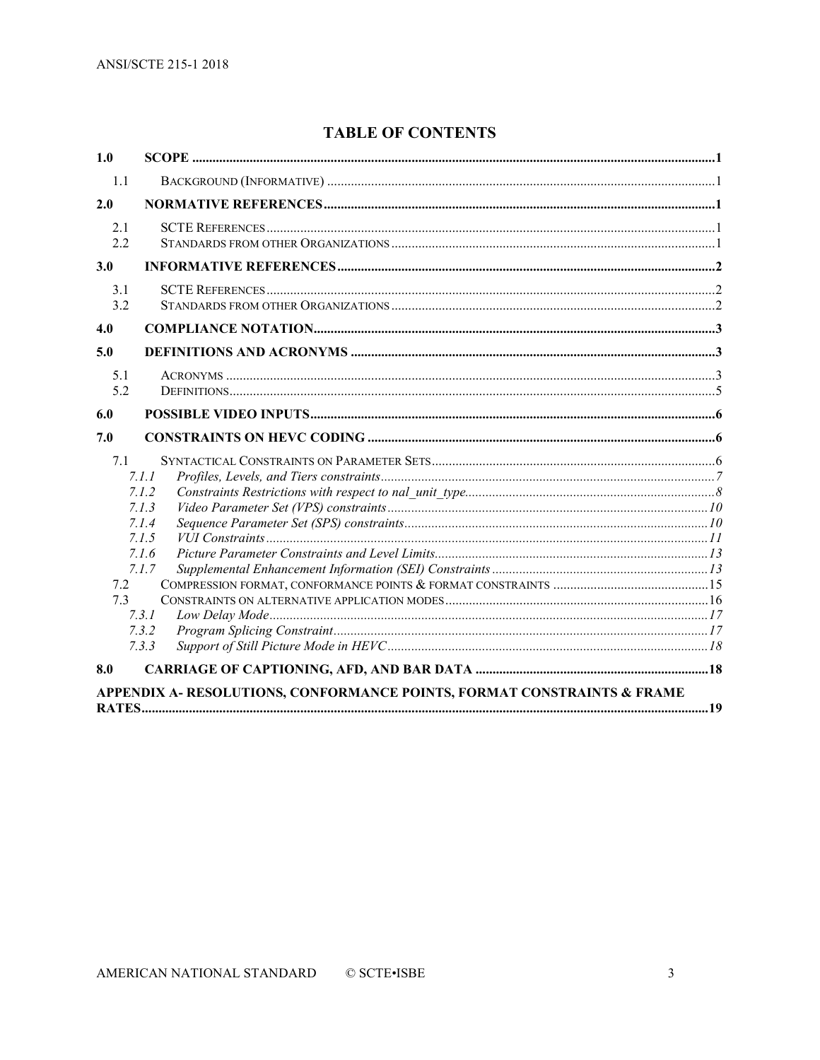# TABLE OF CONTENTS

| | | |
|---|---|---|
| **1.0** | **SCOPE** | **1** |
| 1.1 | Background (Informative) | 1 |
| **2.0** | **NORMATIVE REFERENCES** | **1** |
| 2.1 | SCTE References | 1 |
| 2.2 | Standards from other Organizations | 1 |
| **3.0** | **INFORMATIVE REFERENCES** | **2** |
| 3.1 | SCTE References | 2 |
| 3.2 | Standards from other Organizations | 2 |
| **4.0** | **COMPLIANCE NOTATION** | **3** |
| **5.0** | **DEFINITIONS AND ACRONYMS** | **3** |
| 5.1 | Acronyms | 3 |
| 5.2 | Definitions | 5 |
| **6.0** | **POSSIBLE VIDEO INPUTS** | **6** |
| **7.0** | **CONSTRAINTS ON HEVC CODING** | **6** |
| 7.1 | Syntactical Constraints on Parameter Sets | 6 |
| *7.1.1* | *Profiles, Levels, and Tiers constraints* | *7* |
| *7.1.2* | *Constraints Restrictions with respect to nal_unit_type* | *8* |
| *7.1.3* | *Video Parameter Set (VPS) constraints* | *10* |
| *7.1.4* | *Sequence Parameter Set (SPS) constraints* | *10* |
| *7.1.5* | *VUI Constraints* | *11* |
| *7.1.6* | *Picture Parameter Constraints and Level Limits* | *13* |
| *7.1.7* | *Supplemental Enhancement Information (SEI) Constraints* | *13* |
| 7.2 | Compression format, conformance points & format constraints | 15 |
| 7.3 | Constraints on alternative application modes | 16 |
| *7.3.1* | *Low Delay Mode* | *17* |
| *7.3.2* | *Program Splicing Constraint* | *17* |
| *7.3.3* | *Support of Still Picture Mode in HEVC* | *18* |
| **8.0** | **CARRIAGE OF CAPTIONING, AFD, AND BAR DATA** | **18** |
| | **APPENDIX A- RESOLUTIONS, CONFORMANCE POINTS, FORMAT CONSTRAINTS & FRAME RATES** | **19** |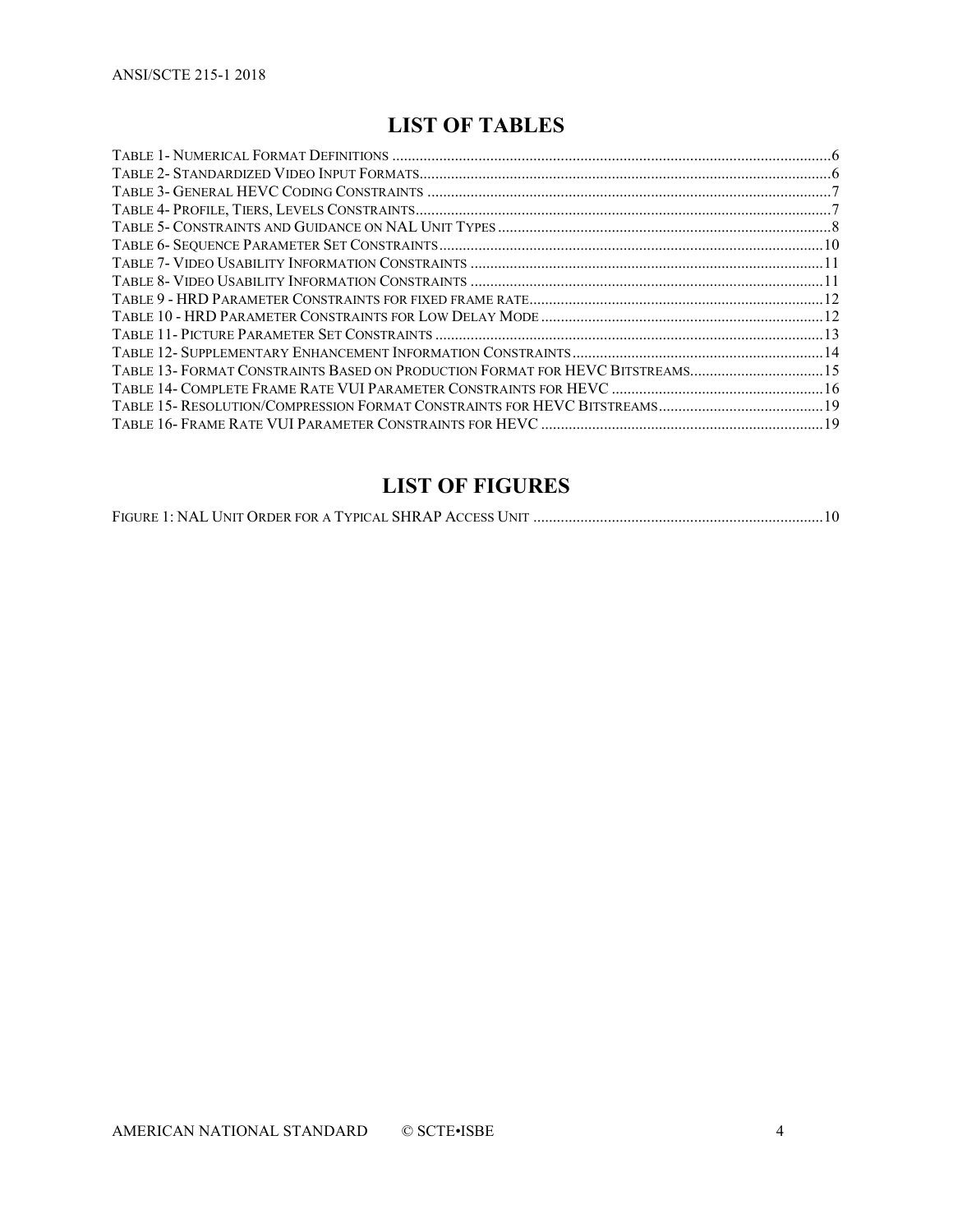## LIST OF TABLES

Table 1- Numerical Format Definitions ....................................................................................................6
Table 2- Standardized Video Input Formats.............................................................................................6
Table 3- General HEVC Coding Constraints ...........................................................................................7
Table 4- Profile, Tiers, Levels Constraints...............................................................................................7
Table 5- Constraints and Guidance on NAL Unit Types ..........................................................................8
Table 6- Sequence Parameter Set Constraints.........................................................................................10
Table 7- Video Usability Information Constraints ..................................................................................11
Table 8- Video Usability Information Constraints ..................................................................................11
Table 9 - HRD Parameter Constraints for fixed frame rate.....................................................................12
Table 10 - HRD Parameter Constraints for Low Delay Mode ................................................................12
Table 11- Picture Parameter Set Constraints ...........................................................................................13
Table 12- Supplementary Enhancement Information Constraints ...........................................................14
Table 13- Format Constraints Based on Production Format for HEVC Bitstreams...................................15
Table 14- Complete Frame Rate VUI Parameter Constraints for HEVC ...................................................16
Table 15- Resolution/Compression Format Constraints for HEVC Bitstreams...........................................19
Table 16- Frame Rate VUI Parameter Constraints for HEVC .................................................................19

## LIST OF FIGURES

Figure 1: NAL Unit Order for a Typical SHRAP Access Unit .................................................................10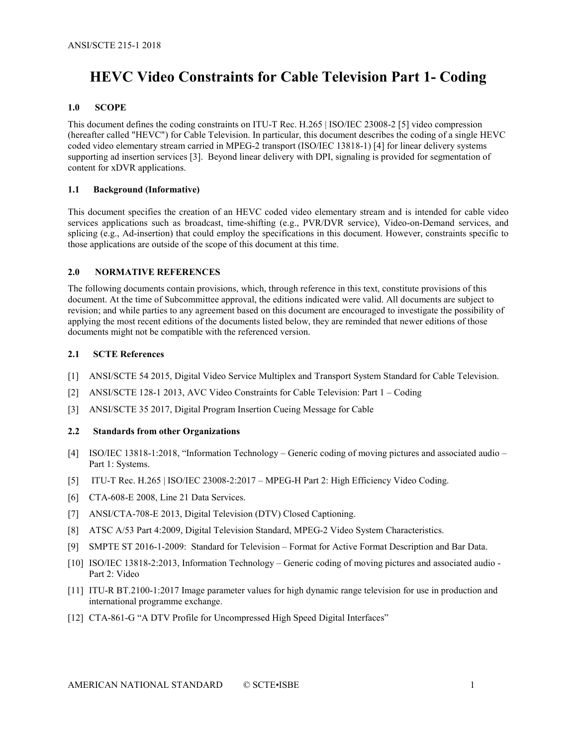# HEVC Video Constraints for Cable Television Part 1- Coding

## 1.0 SCOPE

This document defines the coding constraints on ITU-T Rec. H.265 | ISO/IEC 23008-2 [5] video compression (hereafter called "HEVC") for Cable Television. In particular, this document describes the coding of a single HEVC coded video elementary stream carried in MPEG-2 transport (ISO/IEC 13818-1) [4] for linear delivery systems supporting ad insertion services [3]. Beyond linear delivery with DPI, signaling is provided for segmentation of content for xDVR applications.

### 1.1 Background (Informative)

This document specifies the creation of an HEVC coded video elementary stream and is intended for cable video services applications such as broadcast, time-shifting (e.g., PVR/DVR service), Video-on-Demand services, and splicing (e.g., Ad-insertion) that could employ the specifications in this document. However, constraints specific to those applications are outside of the scope of this document at this time.

## 2.0 NORMATIVE REFERENCES

The following documents contain provisions, which, through reference in this text, constitute provisions of this document. At the time of Subcommittee approval, the editions indicated were valid. All documents are subject to revision; and while parties to any agreement based on this document are encouraged to investigate the possibility of applying the most recent editions of the documents listed below, they are reminded that newer editions of those documents might not be compatible with the referenced version.

### 2.1 SCTE References

[1] ANSI/SCTE 54 2015, Digital Video Service Multiplex and Transport System Standard for Cable Television.

[2] ANSI/SCTE 128-1 2013, AVC Video Constraints for Cable Television: Part 1 – Coding

[3] ANSI/SCTE 35 2017, Digital Program Insertion Cueing Message for Cable

### 2.2 Standards from other Organizations

[4] ISO/IEC 13818-1:2018, "Information Technology – Generic coding of moving pictures and associated audio – Part 1: Systems.

[5] ITU-T Rec. H.265 | ISO/IEC 23008-2:2017 – MPEG-H Part 2: High Efficiency Video Coding.

[6] CTA-608-E 2008, Line 21 Data Services.

[7] ANSI/CTA-708-E 2013, Digital Television (DTV) Closed Captioning.

[8] ATSC A/53 Part 4:2009, Digital Television Standard, MPEG-2 Video System Characteristics.

[9] SMPTE ST 2016-1-2009: Standard for Television – Format for Active Format Description and Bar Data.

[10] ISO/IEC 13818-2:2013, Information Technology – Generic coding of moving pictures and associated audio - Part 2: Video

[11] ITU-R BT.2100-1:2017 Image parameter values for high dynamic range television for use in production and international programme exchange.

[12] CTA-861-G "A DTV Profile for Uncompressed High Speed Digital Interfaces"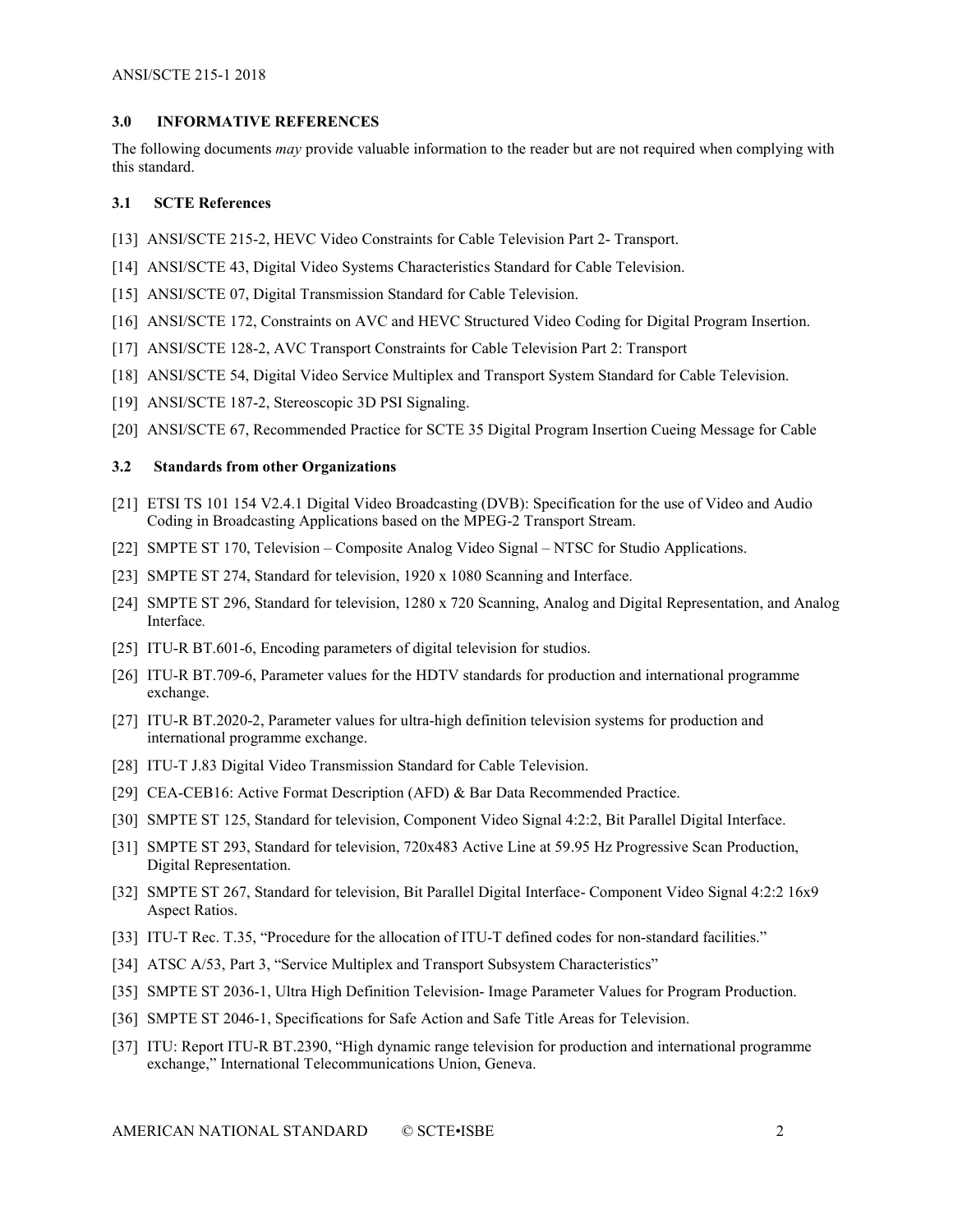## 3.0 INFORMATIVE REFERENCES

The following documents *may* provide valuable information to the reader but are not required when complying with this standard.

### 3.1 SCTE References

[13] ANSI/SCTE 215-2, HEVC Video Constraints for Cable Television Part 2- Transport.

[14] ANSI/SCTE 43, Digital Video Systems Characteristics Standard for Cable Television.

[15] ANSI/SCTE 07, Digital Transmission Standard for Cable Television.

[16] ANSI/SCTE 172, Constraints on AVC and HEVC Structured Video Coding for Digital Program Insertion.

[17] ANSI/SCTE 128-2, AVC Transport Constraints for Cable Television Part 2: Transport

[18] ANSI/SCTE 54, Digital Video Service Multiplex and Transport System Standard for Cable Television.

[19] ANSI/SCTE 187-2, Stereoscopic 3D PSI Signaling.

[20] ANSI/SCTE 67, Recommended Practice for SCTE 35 Digital Program Insertion Cueing Message for Cable

### 3.2 Standards from other Organizations

[21] ETSI TS 101 154 V2.4.1 Digital Video Broadcasting (DVB): Specification for the use of Video and Audio Coding in Broadcasting Applications based on the MPEG-2 Transport Stream.

[22] SMPTE ST 170, Television – Composite Analog Video Signal – NTSC for Studio Applications.

[23] SMPTE ST 274, Standard for television, 1920 x 1080 Scanning and Interface.

[24] SMPTE ST 296, Standard for television, 1280 x 720 Scanning, Analog and Digital Representation, and Analog Interface.

[25] ITU-R BT.601-6, Encoding parameters of digital television for studios.

[26] ITU-R BT.709-6, Parameter values for the HDTV standards for production and international programme exchange.

[27] ITU-R BT.2020-2, Parameter values for ultra-high definition television systems for production and international programme exchange.

[28] ITU-T J.83 Digital Video Transmission Standard for Cable Television.

[29] CEA-CEB16: Active Format Description (AFD) & Bar Data Recommended Practice.

[30] SMPTE ST 125, Standard for television, Component Video Signal 4:2:2, Bit Parallel Digital Interface.

[31] SMPTE ST 293, Standard for television, 720x483 Active Line at 59.95 Hz Progressive Scan Production, Digital Representation.

[32] SMPTE ST 267, Standard for television, Bit Parallel Digital Interface- Component Video Signal 4:2:2 16x9 Aspect Ratios.

[33] ITU-T Rec. T.35, "Procedure for the allocation of ITU-T defined codes for non-standard facilities."

[34] ATSC A/53, Part 3, "Service Multiplex and Transport Subsystem Characteristics"

[35] SMPTE ST 2036-1, Ultra High Definition Television- Image Parameter Values for Program Production.

[36] SMPTE ST 2046-1, Specifications for Safe Action and Safe Title Areas for Television.

[37] ITU: Report ITU-R BT.2390, "High dynamic range television for production and international programme exchange," International Telecommunications Union, Geneva.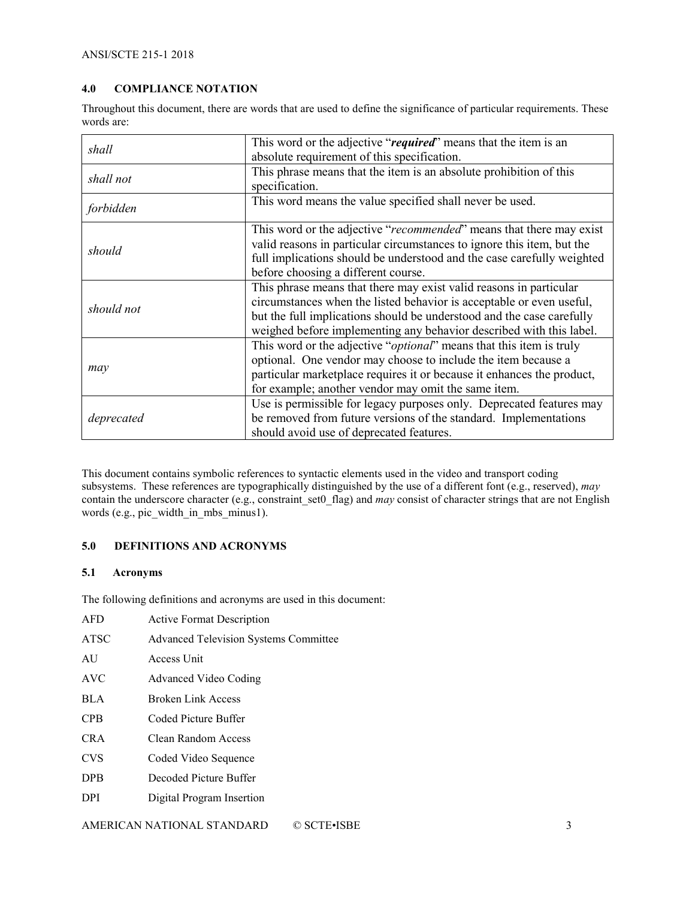## 4.0 COMPLIANCE NOTATION

Throughout this document, there are words that are used to define the significance of particular requirements. These words are:

| | |
|---|---|
| *shall* | This word or the adjective "***required***" means that the item is an absolute requirement of this specification. |
| *shall not* | This phrase means that the item is an absolute prohibition of this specification. |
| *forbidden* | This word means the value specified shall never be used. |
| *should* | This word or the adjective "*recommended*" means that there may exist valid reasons in particular circumstances to ignore this item, but the full implications should be understood and the case carefully weighted before choosing a different course. |
| *should not* | This phrase means that there may exist valid reasons in particular circumstances when the listed behavior is acceptable or even useful, but the full implications should be understood and the case carefully weighed before implementing any behavior described with this label. |
| *may* | This word or the adjective "*optional*" means that this item is truly optional. One vendor may choose to include the item because a particular marketplace requires it or because it enhances the product, for example; another vendor may omit the same item. |
| *deprecated* | Use is permissible for legacy purposes only. Deprecated features may be removed from future versions of the standard. Implementations should avoid use of deprecated features. |

This document contains symbolic references to syntactic elements used in the video and transport coding subsystems. These references are typographically distinguished by the use of a different font (e.g., reserved), *may* contain the underscore character (e.g., constraint_set0_flag) and *may* consist of character strings that are not English words (e.g., pic_width_in_mbs_minus1).

## 5.0 DEFINITIONS AND ACRONYMS

### 5.1 Acronyms

The following definitions and acronyms are used in this document:

| | |
|---|---|
| AFD | Active Format Description |
| ATSC | Advanced Television Systems Committee |
| AU | Access Unit |
| AVC | Advanced Video Coding |
| BLA | Broken Link Access |
| CPB | Coded Picture Buffer |
| CRA | Clean Random Access |
| CVS | Coded Video Sequence |
| DPB | Decoded Picture Buffer |
| DPI | Digital Program Insertion |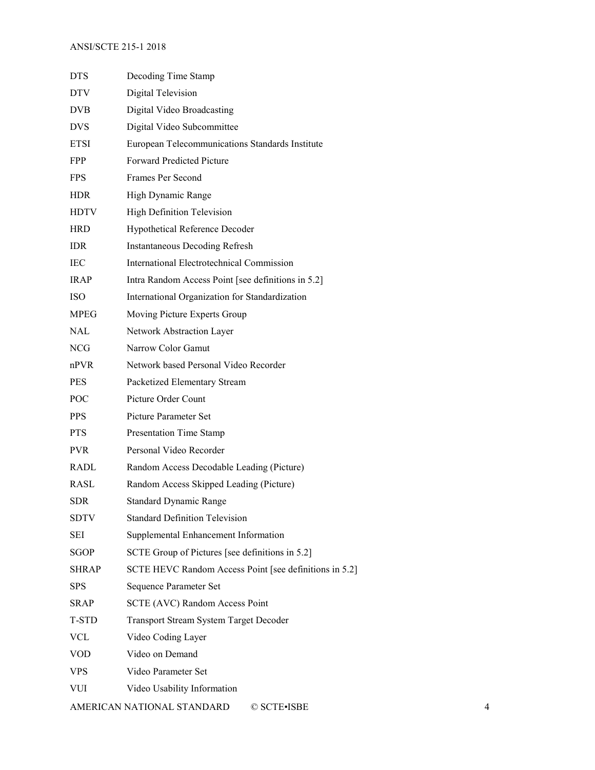| | |
|---|---|
| DTS | Decoding Time Stamp |
| DTV | Digital Television |
| DVB | Digital Video Broadcasting |
| DVS | Digital Video Subcommittee |
| ETSI | European Telecommunications Standards Institute |
| FPP | Forward Predicted Picture |
| FPS | Frames Per Second |
| HDR | High Dynamic Range |
| HDTV | High Definition Television |
| HRD | Hypothetical Reference Decoder |
| IDR | Instantaneous Decoding Refresh |
| IEC | International Electrotechnical Commission |
| IRAP | Intra Random Access Point [see definitions in 5.2] |
| ISO | International Organization for Standardization |
| MPEG | Moving Picture Experts Group |
| NAL | Network Abstraction Layer |
| NCG | Narrow Color Gamut |
| nPVR | Network based Personal Video Recorder |
| PES | Packetized Elementary Stream |
| POC | Picture Order Count |
| PPS | Picture Parameter Set |
| PTS | Presentation Time Stamp |
| PVR | Personal Video Recorder |
| RADL | Random Access Decodable Leading (Picture) |
| RASL | Random Access Skipped Leading (Picture) |
| SDR | Standard Dynamic Range |
| SDTV | Standard Definition Television |
| SEI | Supplemental Enhancement Information |
| SGOP | SCTE Group of Pictures [see definitions in 5.2] |
| SHRAP | SCTE HEVC Random Access Point [see definitions in 5.2] |
| SPS | Sequence Parameter Set |
| SRAP | SCTE (AVC) Random Access Point |
| T-STD | Transport Stream System Target Decoder |
| VCL | Video Coding Layer |
| VOD | Video on Demand |
| VPS | Video Parameter Set |
| VUI | Video Usability Information |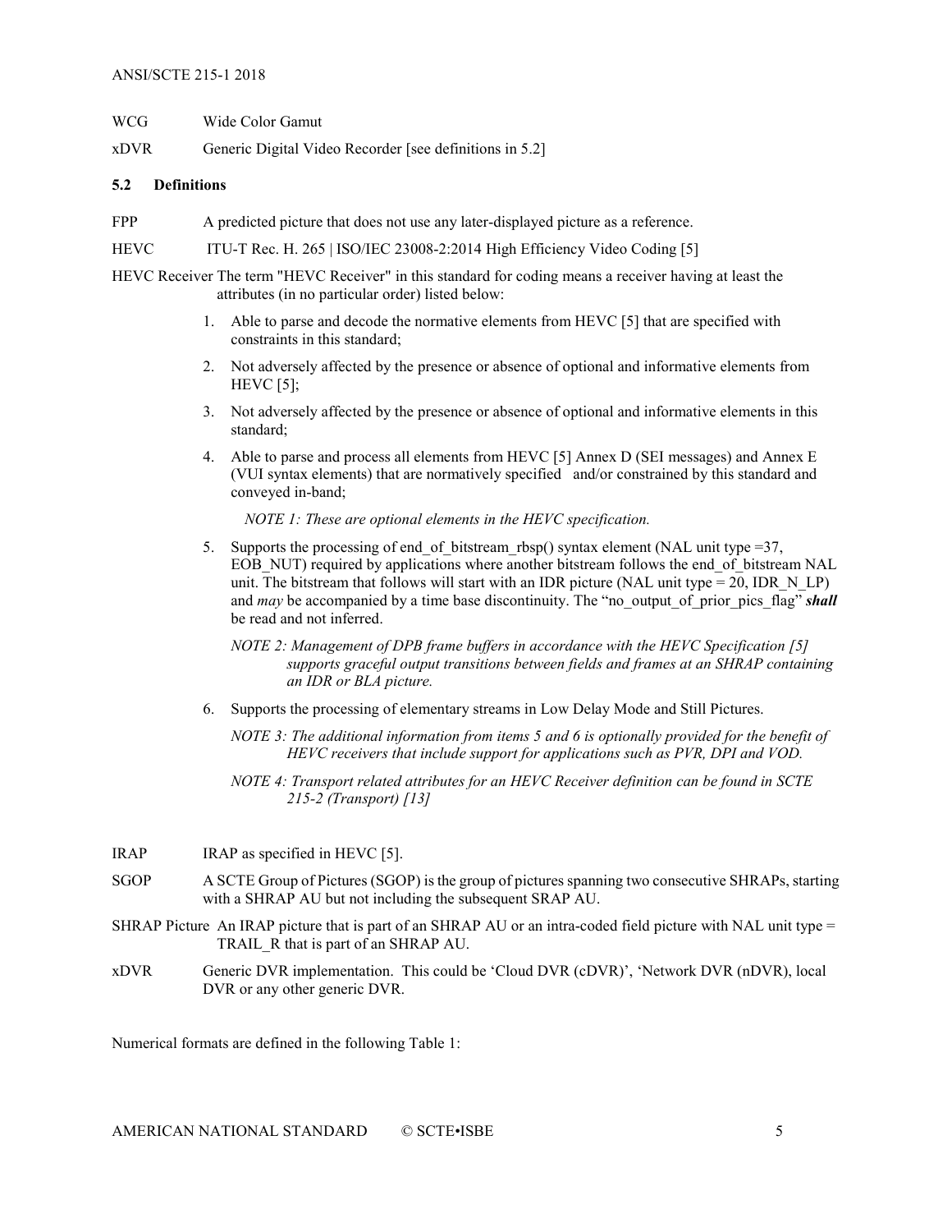WCG Wide Color Gamut

xDVR Generic Digital Video Recorder [see definitions in 5.2]

### 5.2 Definitions

FPP A predicted picture that does not use any later-displayed picture as a reference.

HEVC ITU-T Rec. H. 265 | ISO/IEC 23008-2:2014 High Efficiency Video Coding [5]

HEVC Receiver The term "HEVC Receiver" in this standard for coding means a receiver having at least the attributes (in no particular order) listed below:

1. Able to parse and decode the normative elements from HEVC [5] that are specified with constraints in this standard;
2. Not adversely affected by the presence or absence of optional and informative elements from HEVC [5];
3. Not adversely affected by the presence or absence of optional and informative elements in this standard;
4. Able to parse and process all elements from HEVC [5] Annex D (SEI messages) and Annex E (VUI syntax elements) that are normatively specified and/or constrained by this standard and conveyed in-band;

   *NOTE 1: These are optional elements in the HEVC specification.*

5. Supports the processing of end_of_bitstream_rbsp() syntax element (NAL unit type =37, EOB_NUT) required by applications where another bitstream follows the end_of_bitstream NAL unit. The bitstream that follows will start with an IDR picture (NAL unit type = 20, IDR_N_LP) and *may* be accompanied by a time base discontinuity. The "no_output_of_prior_pics_flag" ***shall*** be read and not inferred.

   *NOTE 2: Management of DPB frame buffers in accordance with the HEVC Specification [5] supports graceful output transitions between fields and frames at an SHRAP containing an IDR or BLA picture.*

6. Supports the processing of elementary streams in Low Delay Mode and Still Pictures.

   *NOTE 3: The additional information from items 5 and 6 is optionally provided for the benefit of HEVC receivers that include support for applications such as PVR, DPI and VOD.*

   *NOTE 4: Transport related attributes for an HEVC Receiver definition can be found in SCTE 215-2 (Transport) [13]*

IRAP IRAP as specified in HEVC [5].

SGOP A SCTE Group of Pictures (SGOP) is the group of pictures spanning two consecutive SHRAPs, starting with a SHRAP AU but not including the subsequent SRAP AU.

SHRAP Picture An IRAP picture that is part of an SHRAP AU or an intra-coded field picture with NAL unit type = TRAIL_R that is part of an SHRAP AU.

xDVR Generic DVR implementation. This could be 'Cloud DVR (cDVR)', 'Network DVR (nDVR), local DVR or any other generic DVR.

Numerical formats are defined in the following Table 1: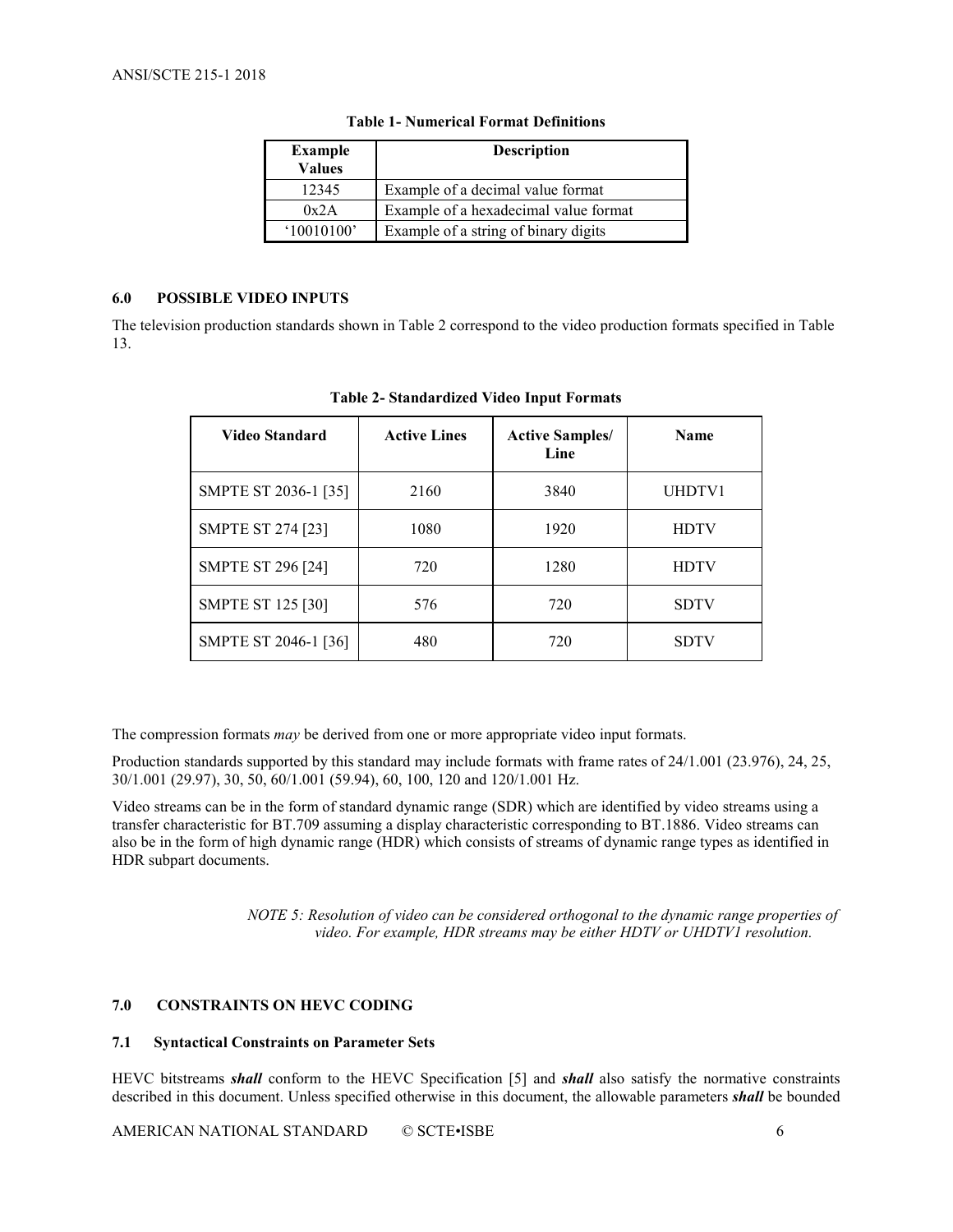**Table 1- Numerical Format Definitions**

| Example Values | Description |
|---|---|
| 12345 | Example of a decimal value format |
| 0x2A | Example of a hexadecimal value format |
| '10010100' | Example of a string of binary digits |

## 6.0 POSSIBLE VIDEO INPUTS

The television production standards shown in Table 2 correspond to the video production formats specified in Table 13.

**Table 2- Standardized Video Input Formats**

| Video Standard | Active Lines | Active Samples/ Line | Name |
|---|---|---|---|
| SMPTE ST 2036-1 [35] | 2160 | 3840 | UHDTV1 |
| SMPTE ST 274 [23] | 1080 | 1920 | HDTV |
| SMPTE ST 296 [24] | 720 | 1280 | HDTV |
| SMPTE ST 125 [30] | 576 | 720 | SDTV |
| SMPTE ST 2046-1 [36] | 480 | 720 | SDTV |

The compression formats *may* be derived from one or more appropriate video input formats.

Production standards supported by this standard may include formats with frame rates of 24/1.001 (23.976), 24, 25, 30/1.001 (29.97), 30, 50, 60/1.001 (59.94), 60, 100, 120 and 120/1.001 Hz.

Video streams can be in the form of standard dynamic range (SDR) which are identified by video streams using a transfer characteristic for BT.709 assuming a display characteristic corresponding to BT.1886. Video streams can also be in the form of high dynamic range (HDR) which consists of streams of dynamic range types as identified in HDR subpart documents.

> *NOTE 5: Resolution of video can be considered orthogonal to the dynamic range properties of video. For example, HDR streams may be either HDTV or UHDTV1 resolution.*

## 7.0 CONSTRAINTS ON HEVC CODING

### 7.1 Syntactical Constraints on Parameter Sets

HEVC bitstreams ***shall*** conform to the HEVC Specification [5] and ***shall*** also satisfy the normative constraints described in this document. Unless specified otherwise in this document, the allowable parameters ***shall*** be bounded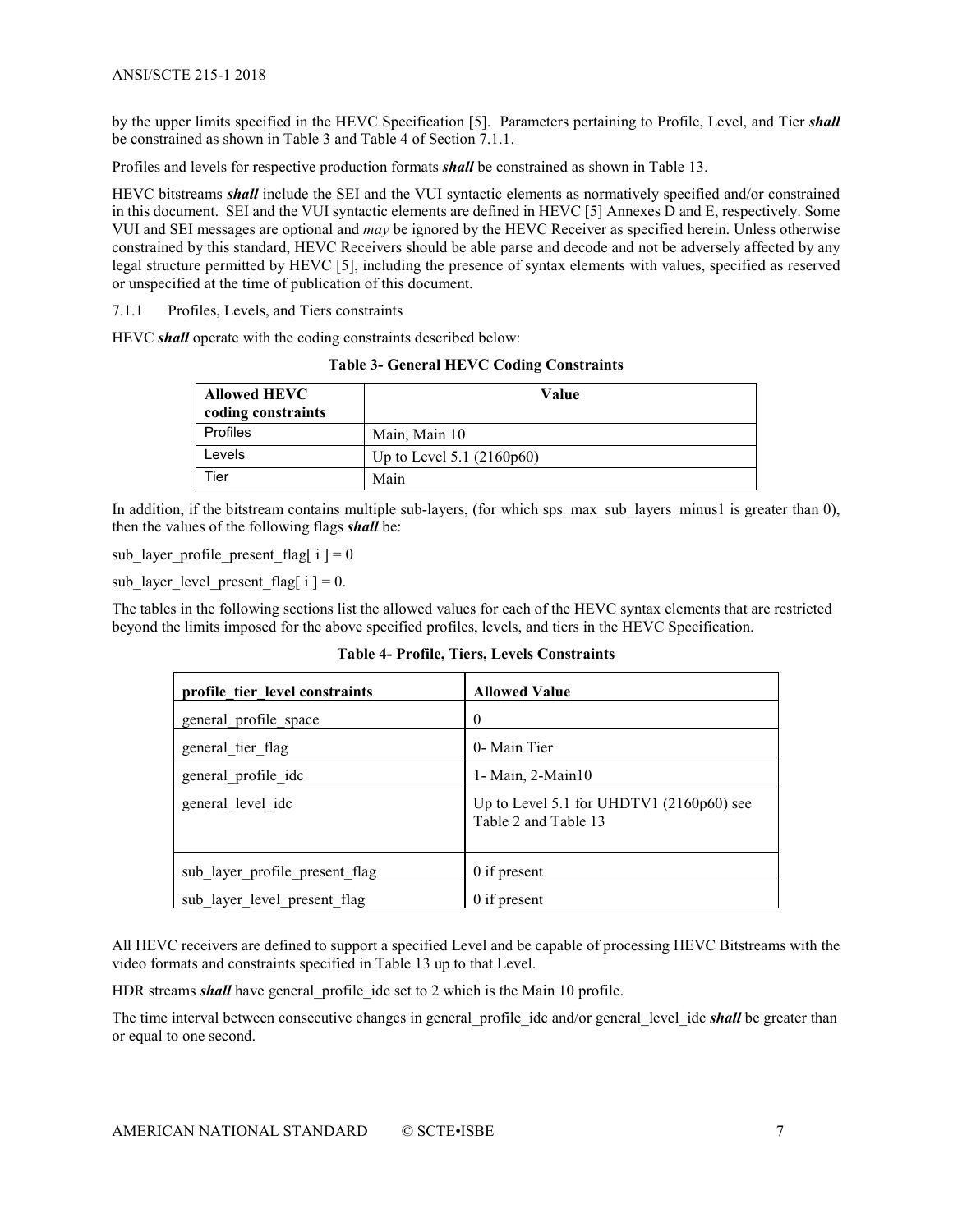by the upper limits specified in the HEVC Specification [5]. Parameters pertaining to Profile, Level, and Tier ***shall*** be constrained as shown in Table 3 and Table 4 of Section 7.1.1.

Profiles and levels for respective production formats ***shall*** be constrained as shown in Table 13.

HEVC bitstreams ***shall*** include the SEI and the VUI syntactic elements as normatively specified and/or constrained in this document. SEI and the VUI syntactic elements are defined in HEVC [5] Annexes D and E, respectively. Some VUI and SEI messages are optional and *may* be ignored by the HEVC Receiver as specified herein. Unless otherwise constrained by this standard, HEVC Receivers should be able parse and decode and not be adversely affected by any legal structure permitted by HEVC [5], including the presence of syntax elements with values, specified as reserved or unspecified at the time of publication of this document.

### 7.1.1 Profiles, Levels, and Tiers constraints

HEVC ***shall*** operate with the coding constraints described below:

**Table 3- General HEVC Coding Constraints**

| Allowed HEVC coding constraints | Value |
|---|---|
| Profiles | Main, Main 10 |
| Levels | Up to Level 5.1 (2160p60) |
| Tier | Main |

In addition, if the bitstream contains multiple sub-layers, (for which sps_max_sub_layers_minus1 is greater than 0), then the values of the following flags ***shall*** be:

sub_layer_profile_present_flag[ i ] = 0

sub_layer_level_present_flag[ i ] = 0.

The tables in the following sections list the allowed values for each of the HEVC syntax elements that are restricted beyond the limits imposed for the above specified profiles, levels, and tiers in the HEVC Specification.

**Table 4- Profile, Tiers, Levels Constraints**

| profile_tier_level constraints | Allowed Value |
|---|---|
| general_profile_space | 0 |
| general_tier_flag | 0- Main Tier |
| general_profile_idc | 1- Main, 2-Main10 |
| general_level_idc | Up to Level 5.1 for UHDTV1 (2160p60) see Table 2 and Table 13 |
| sub_layer_profile_present_flag | 0 if present |
| sub_layer_level_present_flag | 0 if present |

All HEVC receivers are defined to support a specified Level and be capable of processing HEVC Bitstreams with the video formats and constraints specified in Table 13 up to that Level.

HDR streams ***shall*** have general_profile_idc set to 2 which is the Main 10 profile.

The time interval between consecutive changes in general_profile_idc and/or general_level_idc ***shall*** be greater than or equal to one second.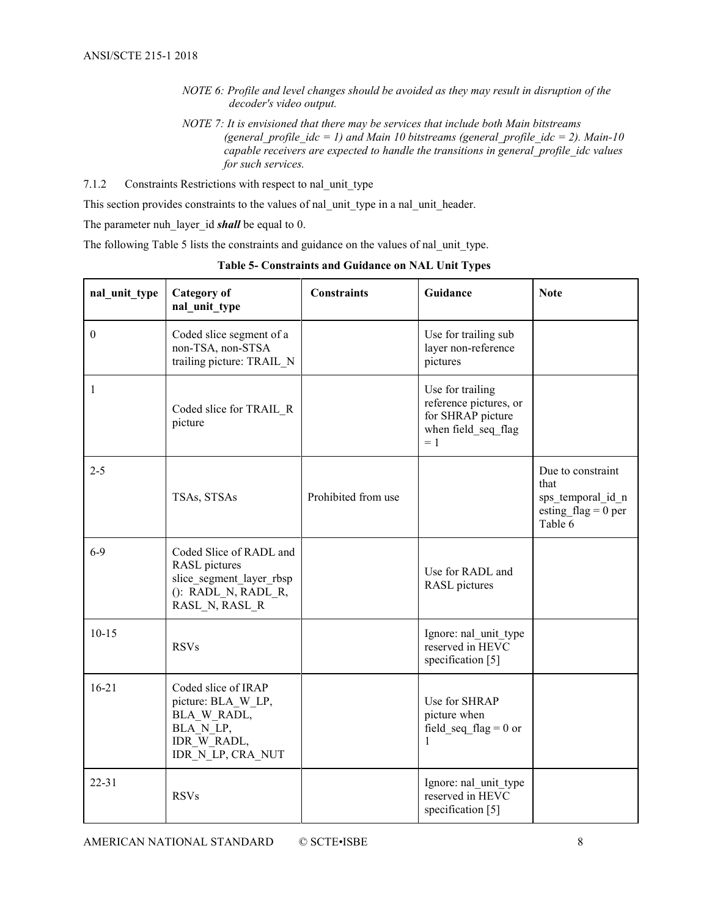*NOTE 6: Profile and level changes should be avoided as they may result in disruption of the decoder's video output.*

*NOTE 7: It is envisioned that there may be services that include both Main bitstreams (general_profile_idc = 1) and Main 10 bitstreams (general_profile_idc = 2). Main-10 capable receivers are expected to handle the transitions in general_profile_idc values for such services.*

### 7.1.2 Constraints Restrictions with respect to nal_unit_type

This section provides constraints to the values of nal_unit_type in a nal_unit_header.

The parameter nuh_layer_id ***shall*** be equal to 0.

The following Table 5 lists the constraints and guidance on the values of nal_unit_type.

**Table 5- Constraints and Guidance on NAL Unit Types**

| nal_unit_type | Category of nal_unit_type | Constraints | Guidance | Note |
|---|---|---|---|---|
| 0 | Coded slice segment of a non-TSA, non-STSA trailing picture: TRAIL_N | | Use for trailing sub layer non-reference pictures | |
| 1 | Coded slice for TRAIL_R picture | | Use for trailing reference pictures, or for SHRAP picture when field_seq_flag = 1 | |
| 2-5 | TSAs, STSAs | Prohibited from use | | Due to constraint that sps_temporal_id_nesting_flag = 0 per Table 6 |
| 6-9 | Coded Slice of RADL and RASL pictures slice_segment_layer_rbsp(): RADL_N, RADL_R, RASL_N, RASL_R | | Use for RADL and RASL pictures | |
| 10-15 | RSVs | | Ignore: nal_unit_type reserved in HEVC specification [5] | |
| 16-21 | Coded slice of IRAP picture: BLA_W_LP, BLA_W_RADL, BLA_N_LP, IDR_W_RADL, IDR_N_LP, CRA_NUT | | Use for SHRAP picture when field_seq_flag = 0 or 1 | |
| 22-31 | RSVs | | Ignore: nal_unit_type reserved in HEVC specification [5] | |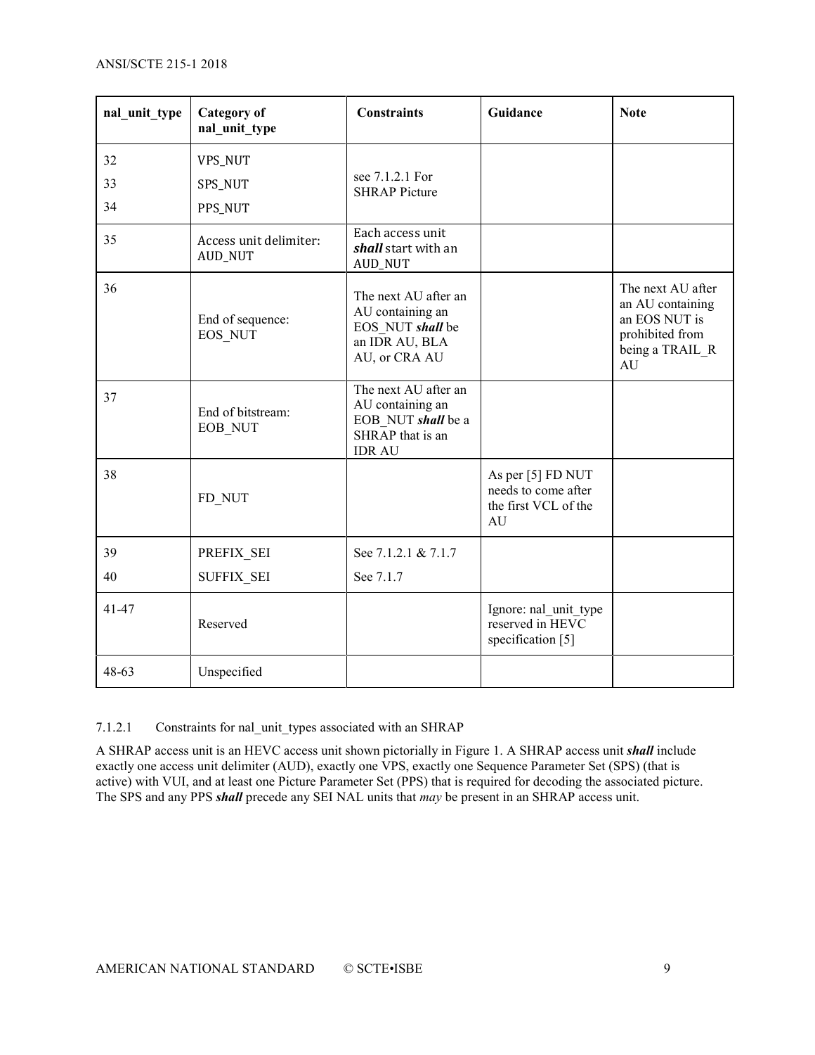| nal_unit_type | Category of nal_unit_type | Constraints | Guidance | Note |
|---|---|---|---|---|
| 32<br>33<br>34 | VPS_NUT<br>SPS_NUT<br>PPS_NUT | see 7.1.2.1 For SHRAP Picture | | |
| 35 | Access unit delimiter: AUD_NUT | Each access unit ***shall*** start with an AUD_NUT | | |
| 36 | End of sequence: EOS_NUT | The next AU after an AU containing an EOS_NUT ***shall*** be an IDR AU, BLA AU, or CRA AU | | The next AU after an AU containing an EOS NUT is prohibited from being a TRAIL_R AU |
| 37 | End of bitstream: EOB_NUT | The next AU after an AU containing an EOB_NUT ***shall*** be a SHRAP that is an IDR AU | | |
| 38 | FD_NUT | | As per [5] FD NUT needs to come after the first VCL of the AU | |
| 39<br>40 | PREFIX_SEI<br>SUFFIX_SEI | See 7.1.2.1 & 7.1.7<br>See 7.1.7 | | |
| 41-47 | Reserved | | Ignore: nal_unit_type reserved in HEVC specification [5] | |
| 48-63 | Unspecified | | | |

#### 7.1.2.1 Constraints for nal_unit_types associated with an SHRAP

A SHRAP access unit is an HEVC access unit shown pictorially in Figure 1. A SHRAP access unit ***shall*** include exactly one access unit delimiter (AUD), exactly one VPS, exactly one Sequence Parameter Set (SPS) (that is active) with VUI, and at least one Picture Parameter Set (PPS) that is required for decoding the associated picture. The SPS and any PPS ***shall*** precede any SEI NAL units that *may* be present in an SHRAP access unit.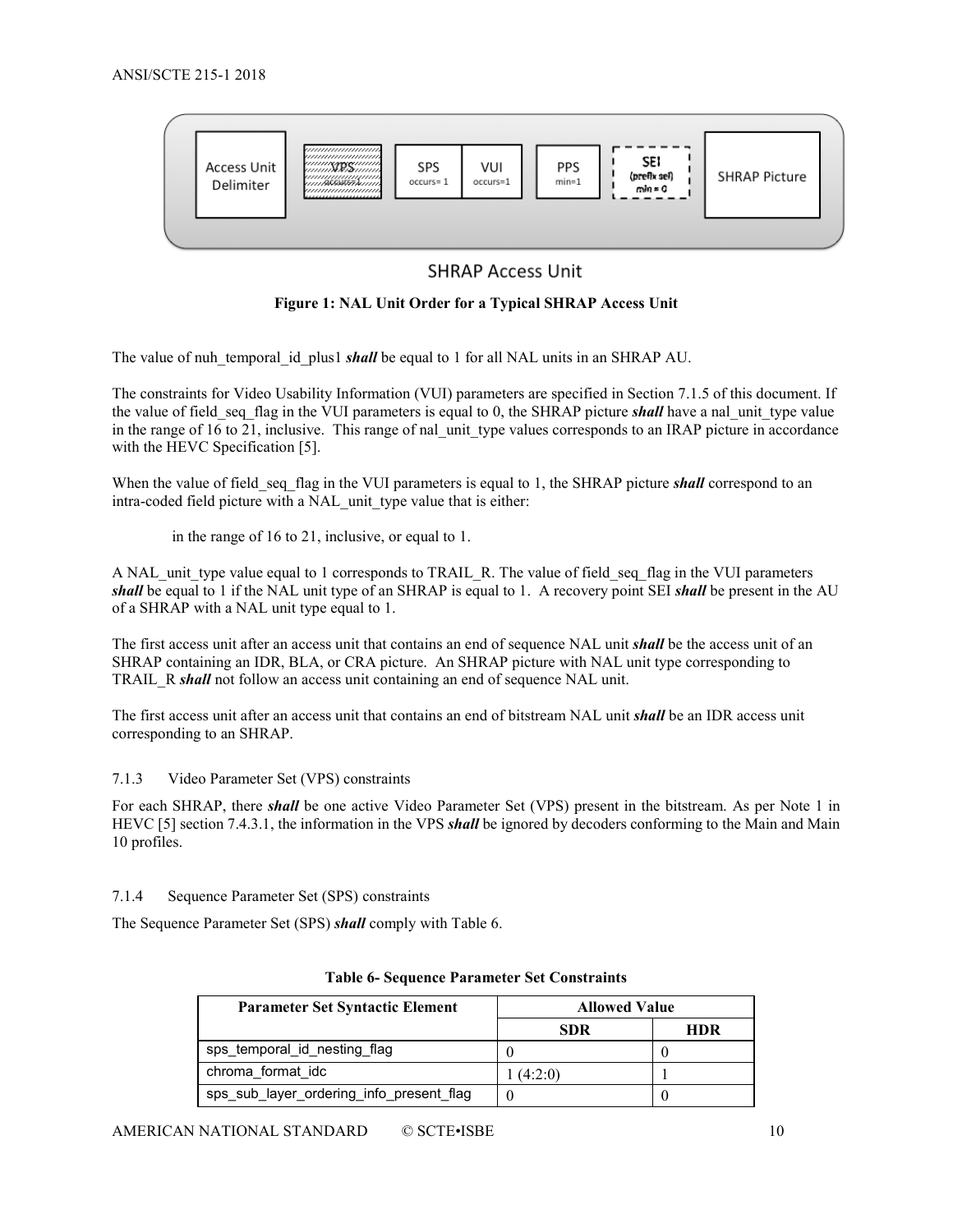Figure 1: NAL Unit Order for a Typical SHRAP Access Unit

The value of nuh_temporal_id_plus1 ***shall*** be equal to 1 for all NAL units in an SHRAP AU.

The constraints for Video Usability Information (VUI) parameters are specified in Section 7.1.5 of this document. If the value of field_seq_flag in the VUI parameters is equal to 0, the SHRAP picture ***shall*** have a nal_unit_type value in the range of 16 to 21, inclusive. This range of nal_unit_type values corresponds to an IRAP picture in accordance with the HEVC Specification [5].

When the value of field_seq_flag in the VUI parameters is equal to 1, the SHRAP picture ***shall*** correspond to an intra-coded field picture with a NAL_unit_type value that is either:

in the range of 16 to 21, inclusive, or equal to 1.

A NAL_unit_type value equal to 1 corresponds to TRAIL_R. The value of field_seq_flag in the VUI parameters ***shall*** be equal to 1 if the NAL unit type of an SHRAP is equal to 1. A recovery point SEI ***shall*** be present in the AU of a SHRAP with a NAL unit type equal to 1.

The first access unit after an access unit that contains an end of sequence NAL unit ***shall*** be the access unit of an SHRAP containing an IDR, BLA, or CRA picture. An SHRAP picture with NAL unit type corresponding to TRAIL_R ***shall*** not follow an access unit containing an end of sequence NAL unit.

The first access unit after an access unit that contains an end of bitstream NAL unit ***shall*** be an IDR access unit corresponding to an SHRAP.

### 7.1.3 Video Parameter Set (VPS) constraints

For each SHRAP, there ***shall*** be one active Video Parameter Set (VPS) present in the bitstream. As per Note 1 in HEVC [5] section 7.4.3.1, the information in the VPS ***shall*** be ignored by decoders conforming to the Main and Main 10 profiles.

### 7.1.4 Sequence Parameter Set (SPS) constraints

The Sequence Parameter Set (SPS) ***shall*** comply with Table 6.

**Table 6- Sequence Parameter Set Constraints**

| Parameter Set Syntactic Element | Allowed Value | |
|---|---|---|
| | SDR | HDR |
| sps_temporal_id_nesting_flag | 0 | 0 |
| chroma_format_idc | 1 (4:2:0) | 1 |
| sps_sub_layer_ordering_info_present_flag | 0 | 0 |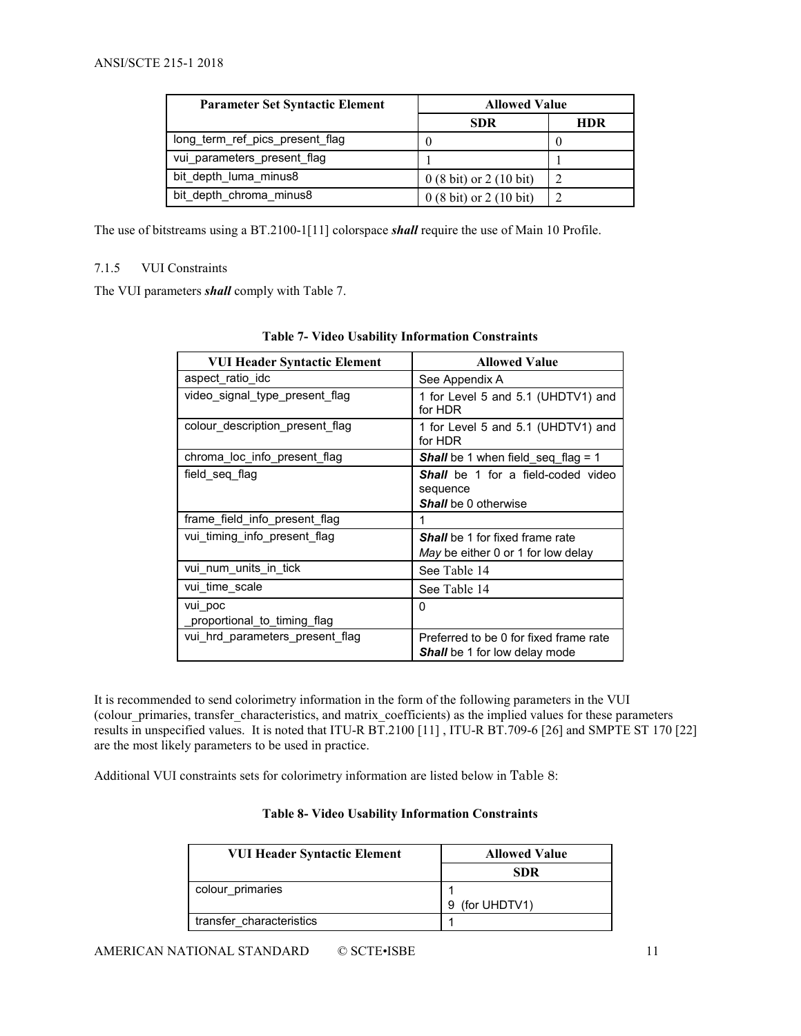| Parameter Set Syntactic Element | Allowed Value | |
|---|---|---|
| | SDR | HDR |
| long_term_ref_pics_present_flag | 0 | 0 |
| vui_parameters_present_flag | 1 | 1 |
| bit_depth_luma_minus8 | 0 (8 bit) or 2 (10 bit) | 2 |
| bit_depth_chroma_minus8 | 0 (8 bit) or 2 (10 bit) | 2 |

The use of bitstreams using a BT.2100-1[11] colorspace ***shall*** require the use of Main 10 Profile.

### 7.1.5 VUI Constraints

The VUI parameters ***shall*** comply with Table 7.

**Table 7- Video Usability Information Constraints**

| VUI Header Syntactic Element | Allowed Value |
|---|---|
| aspect_ratio_idc | See Appendix A |
| video_signal_type_present_flag | 1 for Level 5 and 5.1 (UHDTV1) and for HDR |
| colour_description_present_flag | 1 for Level 5 and 5.1 (UHDTV1) and for HDR |
| chroma_loc_info_present_flag | ***Shall*** be 1 when field_seq_flag = 1 |
| field_seq_flag | ***Shall*** be 1 for a field-coded video sequence<br>***Shall*** be 0 otherwise |
| frame_field_info_present_flag | 1 |
| vui_timing_info_present_flag | ***Shall*** be 1 for fixed frame rate<br>*May* be either 0 or 1 for low delay |
| vui_num_units_in_tick | See Table 14 |
| vui_time_scale | See Table 14 |
| vui_poc _proportional_to_timing_flag | 0 |
| vui_hrd_parameters_present_flag | Preferred to be 0 for fixed frame rate<br>***Shall*** be 1 for low delay mode |

It is recommended to send colorimetry information in the form of the following parameters in the VUI (colour_primaries, transfer_characteristics, and matrix_coefficients) as the implied values for these parameters results in unspecified values. It is noted that ITU-R BT.2100 [11] , ITU-R BT.709-6 [26] and SMPTE ST 170 [22] are the most likely parameters to be used in practice.

Additional VUI constraints sets for colorimetry information are listed below in Table 8:

**Table 8- Video Usability Information Constraints**

| VUI Header Syntactic Element | Allowed Value |
|---|---|
| | SDR |
| colour_primaries | 1<br>9 (for UHDTV1) |
| transfer_characteristics | 1 |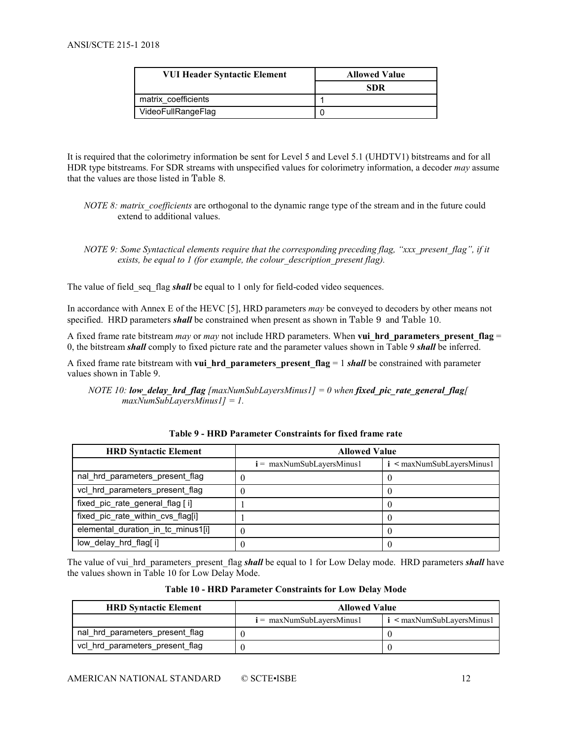| VUI Header Syntactic Element | Allowed Value |
|---|---|
| | **SDR** |
| matrix_coefficients | 1 |
| VideoFullRangeFlag | 0 |

It is required that the colorimetry information be sent for Level 5 and Level 5.1 (UHDTV1) bitstreams and for all HDR type bitstreams. For SDR streams with unspecified values for colorimetry information, a decoder *may* assume that the values are those listed in Table 8.

*NOTE 8: matrix_coefficients* are orthogonal to the dynamic range type of the stream and in the future could extend to additional values.

*NOTE 9: Some Syntactical elements require that the corresponding preceding flag, "xxx_present_flag", if it exists, be equal to 1 (for example, the colour_description_present flag).*

The value of field_seq_flag ***shall*** be equal to 1 only for field-coded video sequences.

In accordance with Annex E of the HEVC [5], HRD parameters *may* be conveyed to decoders by other means not specified. HRD parameters ***shall*** be constrained when present as shown in Table 9 and Table 10.

A fixed frame rate bitstream *may* or *may* not include HRD parameters. When **vui_hrd_parameters_present_flag** = 0, the bitstream ***shall*** comply to fixed picture rate and the parameter values shown in Table 9 ***shall*** be inferred.

A fixed frame rate bitstream with **vui_hrd_parameters_present_flag** = 1 ***shall*** be constrained with parameter values shown in Table 9.

*NOTE 10: **low_delay_hrd_flag** [maxNumSubLayersMinus1] = 0 when **fixed_pic_rate_general_flag**[ maxNumSubLayersMinus1] = 1.*

**Table 9 - HRD Parameter Constraints for fixed frame rate**

| HRD Syntactic Element | Allowed Value | |
|---|---|---|
| | **i** = maxNumSubLayersMinus1 | **i** < maxNumSubLayersMinus1 |
| nal_hrd_parameters_present_flag | 0 | 0 |
| vcl_hrd_parameters_present_flag | 0 | 0 |
| fixed_pic_rate_general_flag [ i] | 1 | 0 |
| fixed_pic_rate_within_cvs_flag[i] | 1 | 0 |
| elemental_duration_in_tc_minus1[i] | 0 | 0 |
| low_delay_hrd_flag[ i] | 0 | 0 |

The value of vui_hrd_parameters_present_flag ***shall*** be equal to 1 for Low Delay mode. HRD parameters ***shall*** have the values shown in Table 10 for Low Delay Mode.

**Table 10 - HRD Parameter Constraints for Low Delay Mode**

| HRD Syntactic Element | Allowed Value | |
|---|---|---|
| | **i** = maxNumSubLayersMinus1 | **i** < maxNumSubLayersMinus1 |
| nal_hrd_parameters_present_flag | 0 | 0 |
| vcl_hrd_parameters_present_flag | 0 | 0 |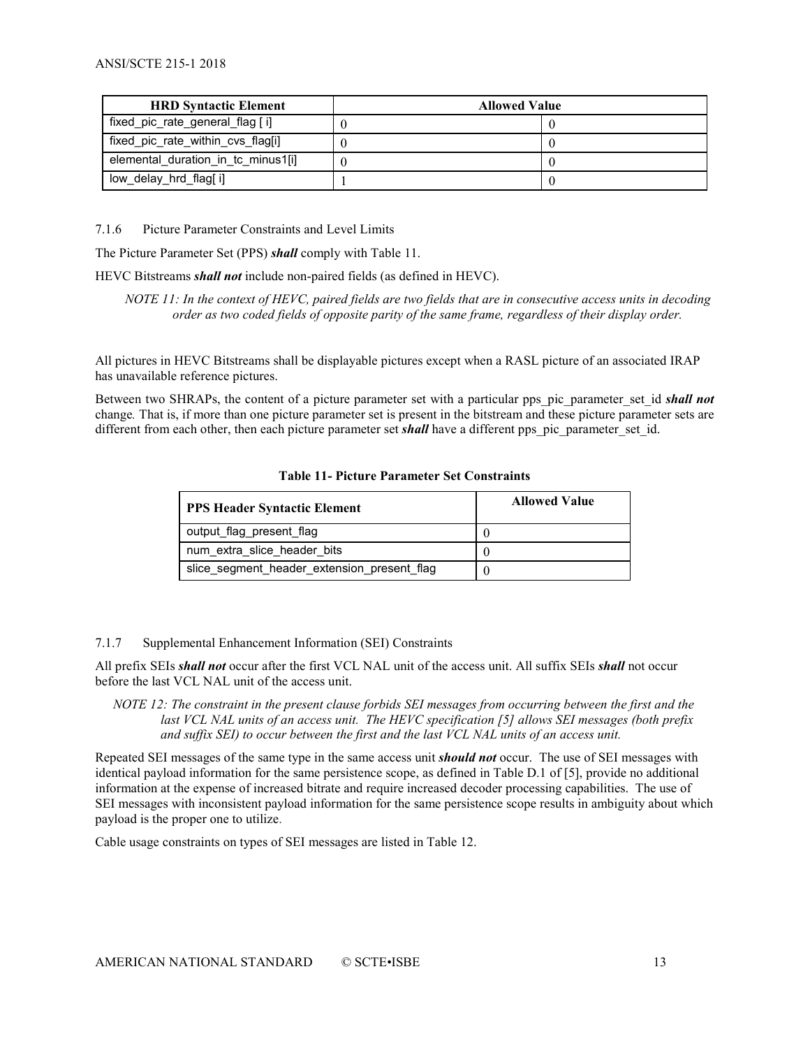| HRD Syntactic Element | Allowed Value | |
|---|---|---|
| fixed_pic_rate_general_flag [ i] | 0 | 0 |
| fixed_pic_rate_within_cvs_flag[i] | 0 | 0 |
| elemental_duration_in_tc_minus1[i] | 0 | 0 |
| low_delay_hrd_flag[ i] | 1 | 0 |

7.1.6 Picture Parameter Constraints and Level Limits

The Picture Parameter Set (PPS) ***shall*** comply with Table 11.

HEVC Bitstreams ***shall not*** include non-paired fields (as defined in HEVC).

*NOTE 11: In the context of HEVC, paired fields are two fields that are in consecutive access units in decoding order as two coded fields of opposite parity of the same frame, regardless of their display order.*

All pictures in HEVC Bitstreams shall be displayable pictures except when a RASL picture of an associated IRAP has unavailable reference pictures.

Between two SHRAPs, the content of a picture parameter set with a particular pps_pic_parameter_set_id ***shall not*** change. That is, if more than one picture parameter set is present in the bitstream and these picture parameter sets are different from each other, then each picture parameter set ***shall*** have a different pps_pic_parameter_set_id.

**Table 11- Picture Parameter Set Constraints**

| PPS Header Syntactic Element | Allowed Value |
|---|---|
| output_flag_present_flag | 0 |
| num_extra_slice_header_bits | 0 |
| slice_segment_header_extension_present_flag | 0 |

7.1.7 Supplemental Enhancement Information (SEI) Constraints

All prefix SEIs ***shall not*** occur after the first VCL NAL unit of the access unit. All suffix SEIs ***shall*** not occur before the last VCL NAL unit of the access unit.

*NOTE 12: The constraint in the present clause forbids SEI messages from occurring between the first and the last VCL NAL units of an access unit. The HEVC specification [5] allows SEI messages (both prefix and suffix SEI) to occur between the first and the last VCL NAL units of an access unit.*

Repeated SEI messages of the same type in the same access unit ***should not*** occur. The use of SEI messages with identical payload information for the same persistence scope, as defined in Table D.1 of [5], provide no additional information at the expense of increased bitrate and require increased decoder processing capabilities. The use of SEI messages with inconsistent payload information for the same persistence scope results in ambiguity about which payload is the proper one to utilize.

Cable usage constraints on types of SEI messages are listed in Table 12.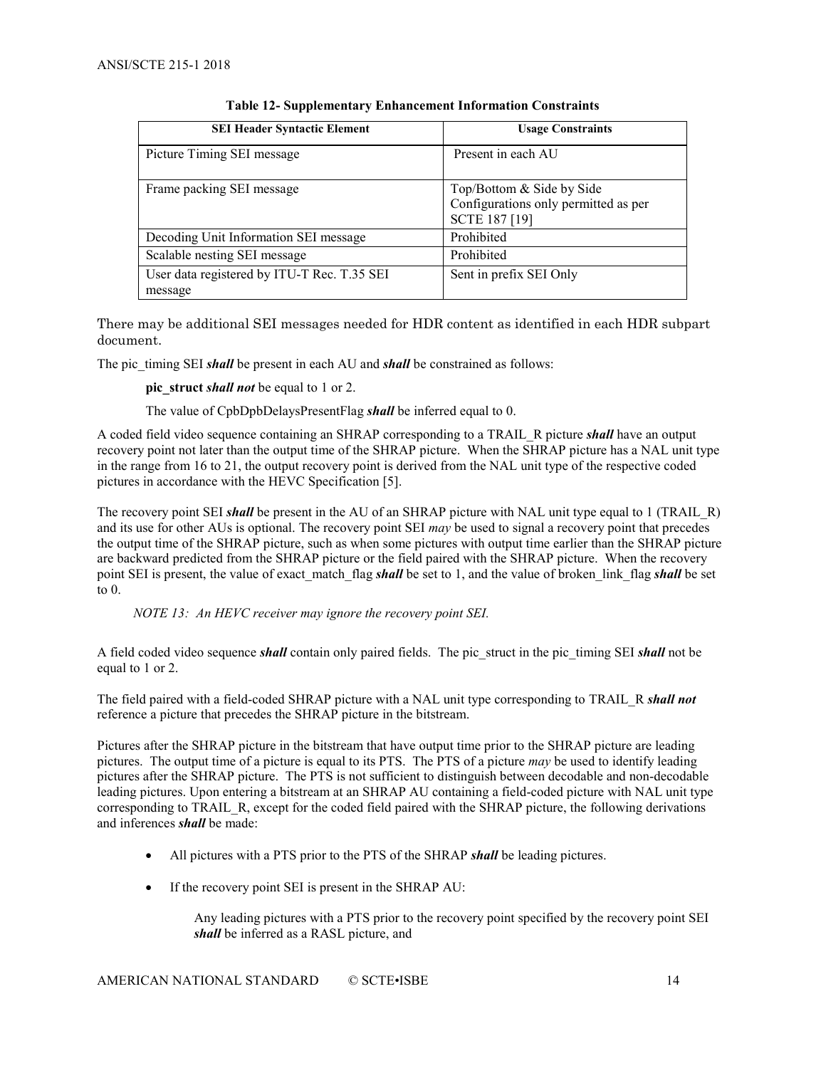**Table 12- Supplementary Enhancement Information Constraints**

| SEI Header Syntactic Element | Usage Constraints |
|---|---|
| Picture Timing SEI message | Present in each AU |
| Frame packing SEI message | Top/Bottom & Side by Side Configurations only permitted as per SCTE 187 [19] |
| Decoding Unit Information SEI message | Prohibited |
| Scalable nesting SEI message | Prohibited |
| User data registered by ITU-T Rec. T.35 SEI message | Sent in prefix SEI Only |

There may be additional SEI messages needed for HDR content as identified in each HDR subpart document.

The pic_timing SEI ***shall*** be present in each AU and ***shall*** be constrained as follows:

> **pic_struct** ***shall not*** be equal to 1 or 2.
>
> The value of CpbDpbDelaysPresentFlag ***shall*** be inferred equal to 0.

A coded field video sequence containing an SHRAP corresponding to a TRAIL_R picture ***shall*** have an output recovery point not later than the output time of the SHRAP picture. When the SHRAP picture has a NAL unit type in the range from 16 to 21, the output recovery point is derived from the NAL unit type of the respective coded pictures in accordance with the HEVC Specification [5].

The recovery point SEI ***shall*** be present in the AU of an SHRAP picture with NAL unit type equal to 1 (TRAIL_R) and its use for other AUs is optional. The recovery point SEI *may* be used to signal a recovery point that precedes the output time of the SHRAP picture, such as when some pictures with output time earlier than the SHRAP picture are backward predicted from the SHRAP picture or the field paired with the SHRAP picture. When the recovery point SEI is present, the value of exact_match_flag ***shall*** be set to 1, and the value of broken_link_flag ***shall*** be set to 0.

*NOTE 13: An HEVC receiver may ignore the recovery point SEI.*

A field coded video sequence ***shall*** contain only paired fields. The pic_struct in the pic_timing SEI ***shall*** not be equal to 1 or 2.

The field paired with a field-coded SHRAP picture with a NAL unit type corresponding to TRAIL_R ***shall not*** reference a picture that precedes the SHRAP picture in the bitstream.

Pictures after the SHRAP picture in the bitstream that have output time prior to the SHRAP picture are leading pictures. The output time of a picture is equal to its PTS. The PTS of a picture *may* be used to identify leading pictures after the SHRAP picture. The PTS is not sufficient to distinguish between decodable and non-decodable leading pictures. Upon entering a bitstream at an SHRAP AU containing a field-coded picture with NAL unit type corresponding to TRAIL_R, except for the coded field paired with the SHRAP picture, the following derivations and inferences ***shall*** be made:

- All pictures with a PTS prior to the PTS of the SHRAP ***shall*** be leading pictures.
- If the recovery point SEI is present in the SHRAP AU:

  Any leading pictures with a PTS prior to the recovery point specified by the recovery point SEI ***shall*** be inferred as a RASL picture, and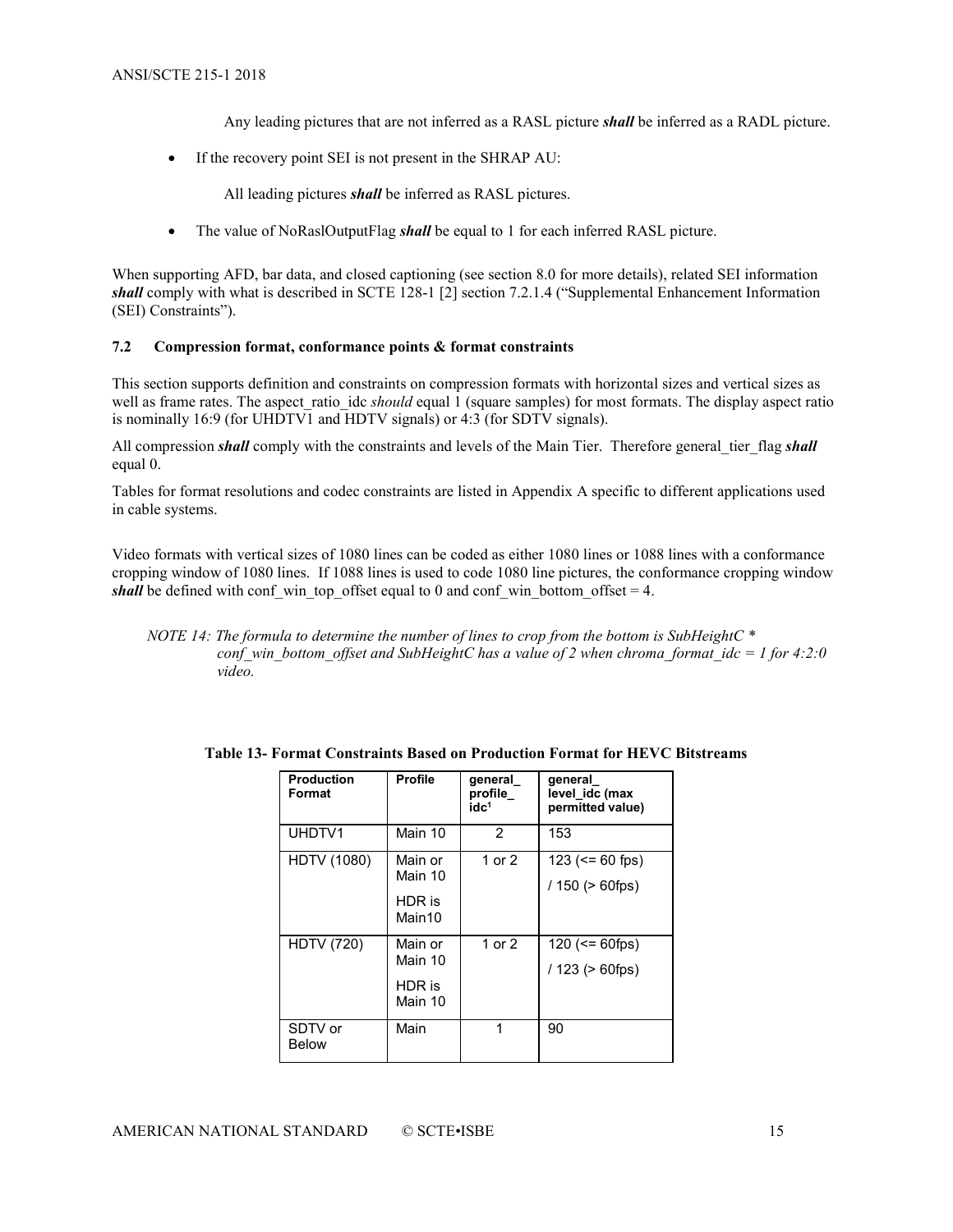Any leading pictures that are not inferred as a RASL picture ***shall*** be inferred as a RADL picture.

- If the recovery point SEI is not present in the SHRAP AU:

  All leading pictures ***shall*** be inferred as RASL pictures.

- The value of NoRaslOutputFlag ***shall*** be equal to 1 for each inferred RASL picture.

When supporting AFD, bar data, and closed captioning (see section 8.0 for more details), related SEI information ***shall*** comply with what is described in SCTE 128-1 [2] section 7.2.1.4 ("Supplemental Enhancement Information (SEI) Constraints").

### 7.2 Compression format, conformance points & format constraints

This section supports definition and constraints on compression formats with horizontal sizes and vertical sizes as well as frame rates. The aspect_ratio_idc *should* equal 1 (square samples) for most formats. The display aspect ratio is nominally 16:9 (for UHDTV1 and HDTV signals) or 4:3 (for SDTV signals).

All compression ***shall*** comply with the constraints and levels of the Main Tier. Therefore general_tier_flag ***shall*** equal 0.

Tables for format resolutions and codec constraints are listed in Appendix A specific to different applications used in cable systems.

Video formats with vertical sizes of 1080 lines can be coded as either 1080 lines or 1088 lines with a conformance cropping window of 1080 lines. If 1088 lines is used to code 1080 line pictures, the conformance cropping window ***shall*** be defined with conf_win_top_offset equal to 0 and conf_win_bottom_offset = 4.

*NOTE 14: The formula to determine the number of lines to crop from the bottom is SubHeightC * conf_win_bottom_offset and SubHeightC has a value of 2 when chroma_format_idc = 1 for 4:2:0 video.*

**Table 13- Format Constraints Based on Production Format for HEVC Bitstreams**

| Production Format | Profile | general_profile_idc[1] | general_level_idc (max permitted value) |
|---|---|---|---|
| UHDTV1 | Main 10 | 2 | 153 |
| HDTV (1080) | Main or Main 10<br><br>HDR is Main10 | 1 or 2 | 123 (<= 60 fps)<br><br>/ 150 (> 60fps) |
| HDTV (720) | Main or Main 10<br><br>HDR is Main 10 | 1 or 2 | 120 (<= 60fps)<br><br>/ 123 (> 60fps) |
| SDTV or Below | Main | 1 | 90 |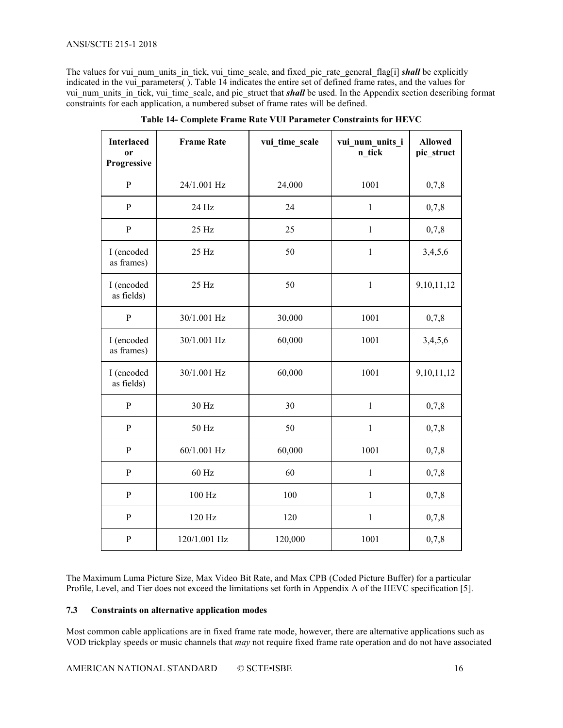The values for vui_num_units_in_tick, vui_time_scale, and fixed_pic_rate_general_flag[i] ***shall*** be explicitly indicated in the vui_parameters( ). Table 14 indicates the entire set of defined frame rates, and the values for vui_num_units_in_tick, vui_time_scale, and pic_struct that ***shall*** be used. In the Appendix section describing format constraints for each application, a numbered subset of frame rates will be defined.

**Table 14- Complete Frame Rate VUI Parameter Constraints for HEVC**

| Interlaced or Progressive | Frame Rate | vui_time_scale | vui_num_units_in_tick | Allowed pic_struct |
|---|---|---|---|---|
| P | 24/1.001 Hz | 24,000 | 1001 | 0,7,8 |
| P | 24 Hz | 24 | 1 | 0,7,8 |
| P | 25 Hz | 25 | 1 | 0,7,8 |
| I (encoded as frames) | 25 Hz | 50 | 1 | 3,4,5,6 |
| I (encoded as fields) | 25 Hz | 50 | 1 | 9,10,11,12 |
| P | 30/1.001 Hz | 30,000 | 1001 | 0,7,8 |
| I (encoded as frames) | 30/1.001 Hz | 60,000 | 1001 | 3,4,5,6 |
| I (encoded as fields) | 30/1.001 Hz | 60,000 | 1001 | 9,10,11,12 |
| P | 30 Hz | 30 | 1 | 0,7,8 |
| P | 50 Hz | 50 | 1 | 0,7,8 |
| P | 60/1.001 Hz | 60,000 | 1001 | 0,7,8 |
| P | 60 Hz | 60 | 1 | 0,7,8 |
| P | 100 Hz | 100 | 1 | 0,7,8 |
| P | 120 Hz | 120 | 1 | 0,7,8 |
| P | 120/1.001 Hz | 120,000 | 1001 | 0,7,8 |

The Maximum Luma Picture Size, Max Video Bit Rate, and Max CPB (Coded Picture Buffer) for a particular Profile, Level, and Tier does not exceed the limitations set forth in Appendix A of the HEVC specification [5].

### 7.3 Constraints on alternative application modes

Most common cable applications are in fixed frame rate mode, however, there are alternative applications such as VOD trickplay speeds or music channels that *may* not require fixed frame rate operation and do not have associated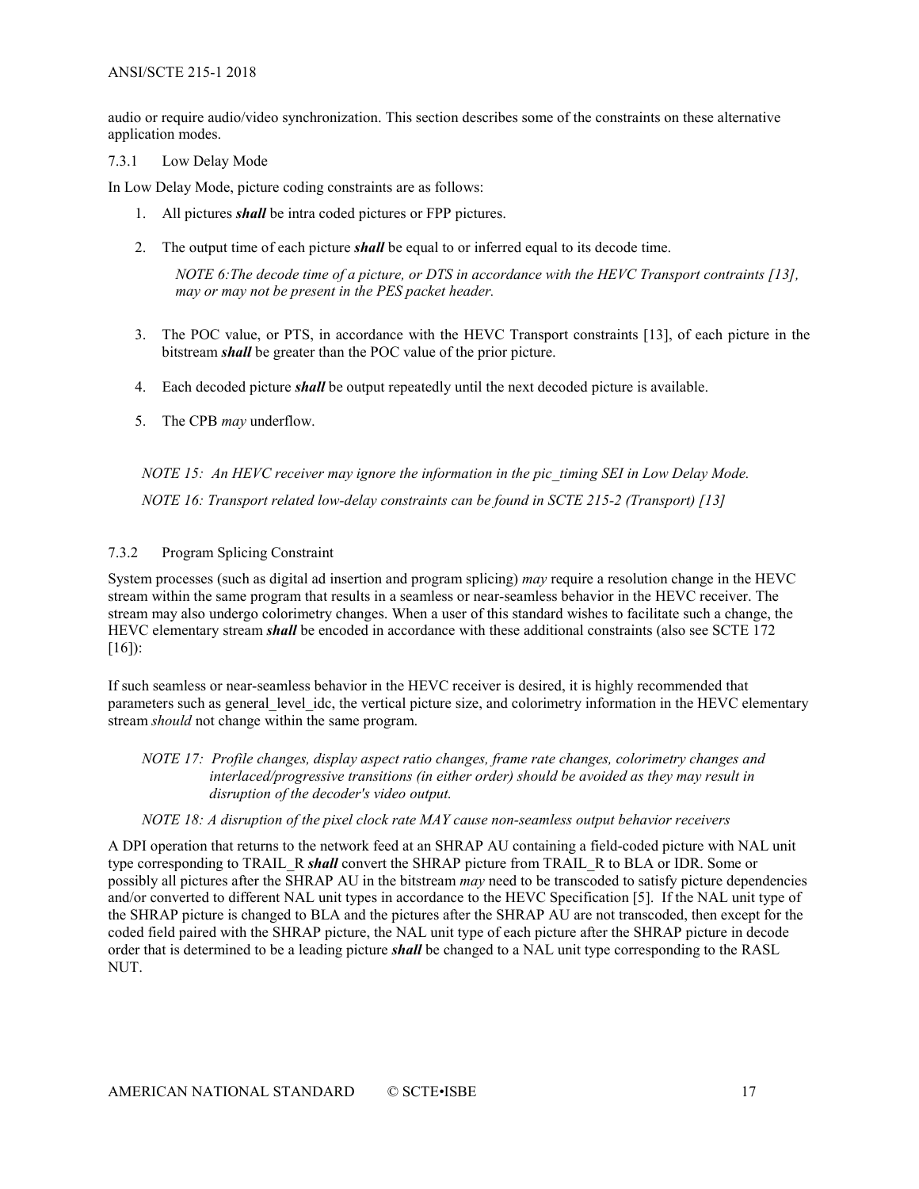audio or require audio/video synchronization. This section describes some of the constraints on these alternative application modes.

### 7.3.1 Low Delay Mode

In Low Delay Mode, picture coding constraints are as follows:

1. All pictures ***shall*** be intra coded pictures or FPP pictures.
2. The output time of each picture ***shall*** be equal to or inferred equal to its decode time.

   *NOTE 6:The decode time of a picture, or DTS in accordance with the HEVC Transport contraints [13], may or may not be present in the PES packet header.*

3. The POC value, or PTS, in accordance with the HEVC Transport constraints [13], of each picture in the bitstream ***shall*** be greater than the POC value of the prior picture.
4. Each decoded picture ***shall*** be output repeatedly until the next decoded picture is available.
5. The CPB *may* underflow.

*NOTE 15: An HEVC receiver may ignore the information in the pic_timing SEI in Low Delay Mode.*

*NOTE 16: Transport related low-delay constraints can be found in SCTE 215-2 (Transport) [13]*

### 7.3.2 Program Splicing Constraint

System processes (such as digital ad insertion and program splicing) *may* require a resolution change in the HEVC stream within the same program that results in a seamless or near-seamless behavior in the HEVC receiver. The stream may also undergo colorimetry changes. When a user of this standard wishes to facilitate such a change, the HEVC elementary stream ***shall*** be encoded in accordance with these additional constraints (also see SCTE 172 [16]):

If such seamless or near-seamless behavior in the HEVC receiver is desired, it is highly recommended that parameters such as general_level_idc, the vertical picture size, and colorimetry information in the HEVC elementary stream *should* not change within the same program.

*NOTE 17: Profile changes, display aspect ratio changes, frame rate changes, colorimetry changes and interlaced/progressive transitions (in either order) should be avoided as they may result in disruption of the decoder's video output.*

*NOTE 18: A disruption of the pixel clock rate MAY cause non-seamless output behavior receivers*

A DPI operation that returns to the network feed at an SHRAP AU containing a field-coded picture with NAL unit type corresponding to TRAIL_R ***shall*** convert the SHRAP picture from TRAIL_R to BLA or IDR. Some or possibly all pictures after the SHRAP AU in the bitstream *may* need to be transcoded to satisfy picture dependencies and/or converted to different NAL unit types in accordance to the HEVC Specification [5]. If the NAL unit type of the SHRAP picture is changed to BLA and the pictures after the SHRAP AU are not transcoded, then except for the coded field paired with the SHRAP picture, the NAL unit type of each picture after the SHRAP picture in decode order that is determined to be a leading picture ***shall*** be changed to a NAL unit type corresponding to the RASL NUT.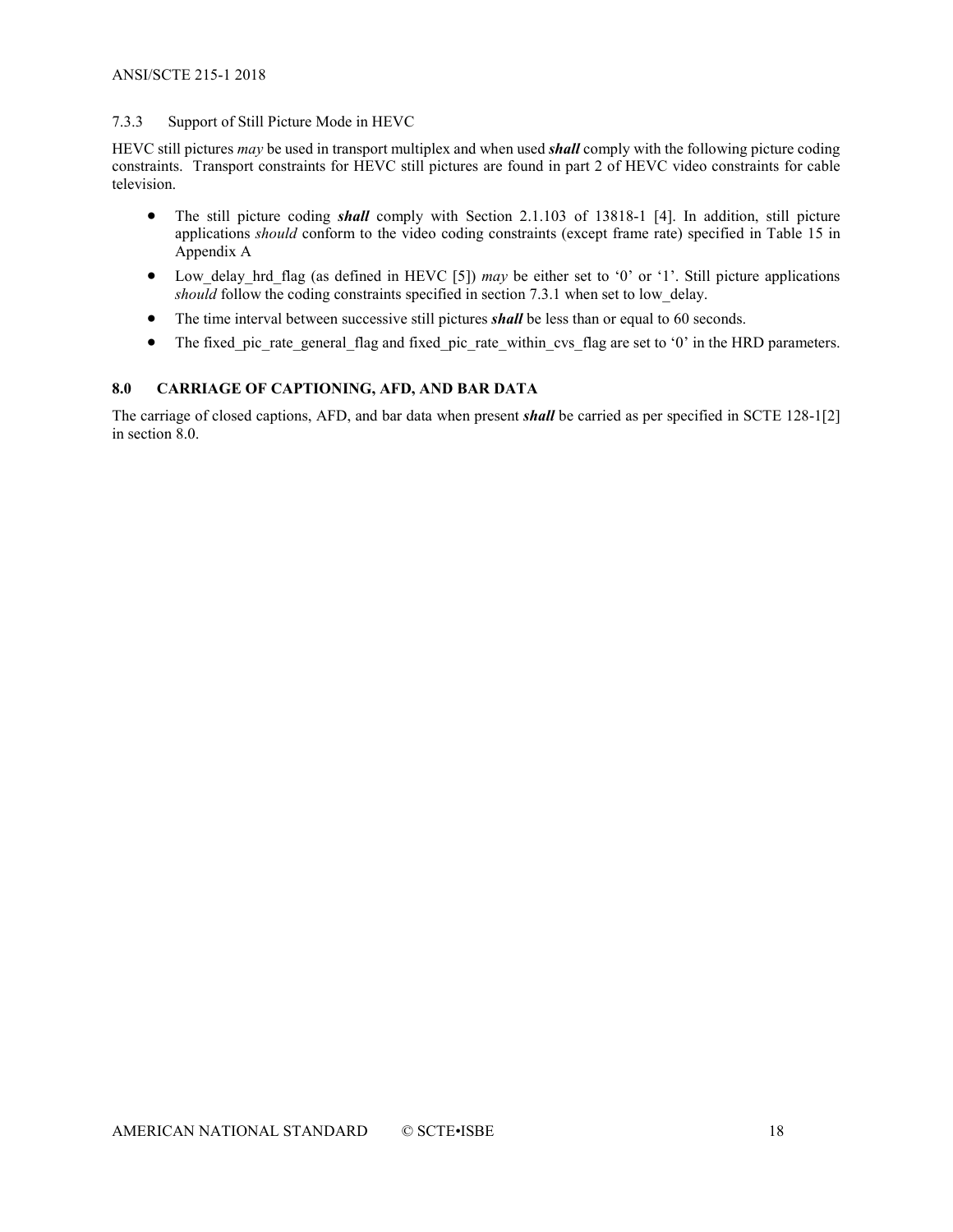### 7.3.3 Support of Still Picture Mode in HEVC

HEVC still pictures *may* be used in transport multiplex and when used ***shall*** comply with the following picture coding constraints. Transport constraints for HEVC still pictures are found in part 2 of HEVC video constraints for cable television.

- The still picture coding ***shall*** comply with Section 2.1.103 of 13818-1 [4]. In addition, still picture applications *should* conform to the video coding constraints (except frame rate) specified in Table 15 in Appendix A
- Low_delay_hrd_flag (as defined in HEVC [5]) *may* be either set to '0' or '1'. Still picture applications *should* follow the coding constraints specified in section 7.3.1 when set to low_delay.
- The time interval between successive still pictures ***shall*** be less than or equal to 60 seconds.
- The fixed_pic_rate_general_flag and fixed_pic_rate_within_cvs_flag are set to '0' in the HRD parameters.

## 8.0 CARRIAGE OF CAPTIONING, AFD, AND BAR DATA

The carriage of closed captions, AFD, and bar data when present ***shall*** be carried as per specified in SCTE 128-1[2] in section 8.0.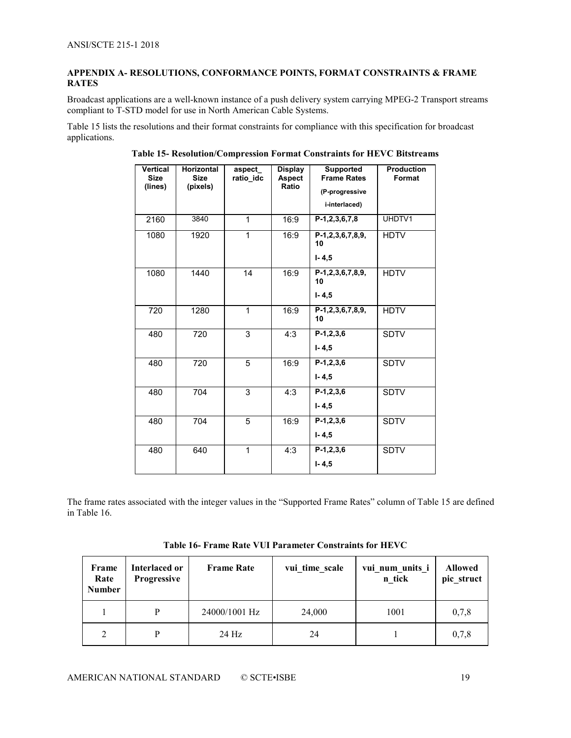## APPENDIX A- RESOLUTIONS, CONFORMANCE POINTS, FORMAT CONSTRAINTS & FRAME RATES

Broadcast applications are a well-known instance of a push delivery system carrying MPEG-2 Transport streams compliant to T-STD model for use in North American Cable Systems.

Table 15 lists the resolutions and their format constraints for compliance with this specification for broadcast applications.

**Table 15- Resolution/Compression Format Constraints for HEVC Bitstreams**

| Vertical Size (lines) | Horizontal Size (pixels) | aspect_ ratio_idc | Display Aspect Ratio | Supported Frame Rates (P-progressive i-interlaced) | Production Format |
|---|---|---|---|---|---|
| 2160 | 3840 | 1 | 16:9 | P-1,2,3,6,7,8 | UHDTV1 |
| 1080 | 1920 | 1 | 16:9 | P-1,2,3,6,7,8,9, 10<br>I- 4,5 | HDTV |
| 1080 | 1440 | 14 | 16:9 | P-1,2,3,6,7,8,9, 10<br>I- 4,5 | HDTV |
| 720 | 1280 | 1 | 16:9 | P-1,2,3,6,7,8,9, 10 | HDTV |
| 480 | 720 | 3 | 4:3 | P-1,2,3,6<br>I- 4,5 | SDTV |
| 480 | 720 | 5 | 16:9 | P-1,2,3,6<br>I- 4,5 | SDTV |
| 480 | 704 | 3 | 4:3 | P-1,2,3,6<br>I- 4,5 | SDTV |
| 480 | 704 | 5 | 16:9 | P-1,2,3,6<br>I- 4,5 | SDTV |
| 480 | 640 | 1 | 4:3 | P-1,2,3,6<br>I- 4,5 | SDTV |

The frame rates associated with the integer values in the "Supported Frame Rates" column of Table 15 are defined in Table 16.

**Table 16- Frame Rate VUI Parameter Constraints for HEVC**

| Frame Rate Number | Interlaced or Progressive | Frame Rate | vui_time_scale | vui_num_units_in_tick | Allowed pic_struct |
|---|---|---|---|---|---|
| 1 | P | 24000/1001 Hz | 24,000 | 1001 | 0,7,8 |
| 2 | P | 24 Hz | 24 | 1 | 0,7,8 |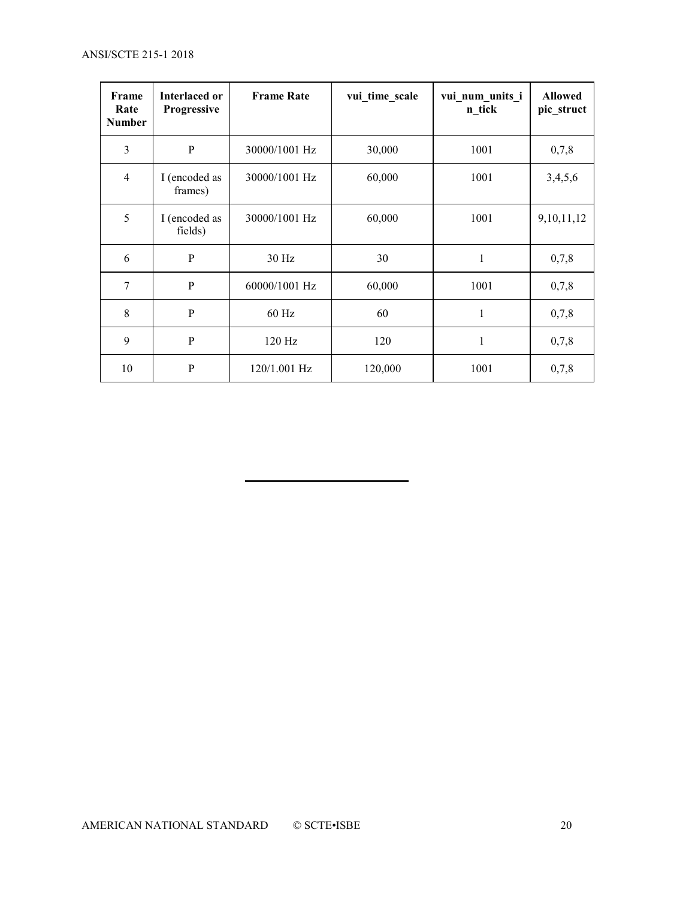| Frame Rate Number | Interlaced or Progressive | Frame Rate | vui_time_scale | vui_num_units_in_tick | Allowed pic_struct |
|---|---|---|---|---|---|
| 3 | P | 30000/1001 Hz | 30,000 | 1001 | 0,7,8 |
| 4 | I (encoded as frames) | 30000/1001 Hz | 60,000 | 1001 | 3,4,5,6 |
| 5 | I (encoded as fields) | 30000/1001 Hz | 60,000 | 1001 | 9,10,11,12 |
| 6 | P | 30 Hz | 30 | 1 | 0,7,8 |
| 7 | P | 60000/1001 Hz | 60,000 | 1001 | 0,7,8 |
| 8 | P | 60 Hz | 60 | 1 | 0,7,8 |
| 9 | P | 120 Hz | 120 | 1 | 0,7,8 |
| 10 | P | 120/1.001 Hz | 120,000 | 1001 | 0,7,8 |